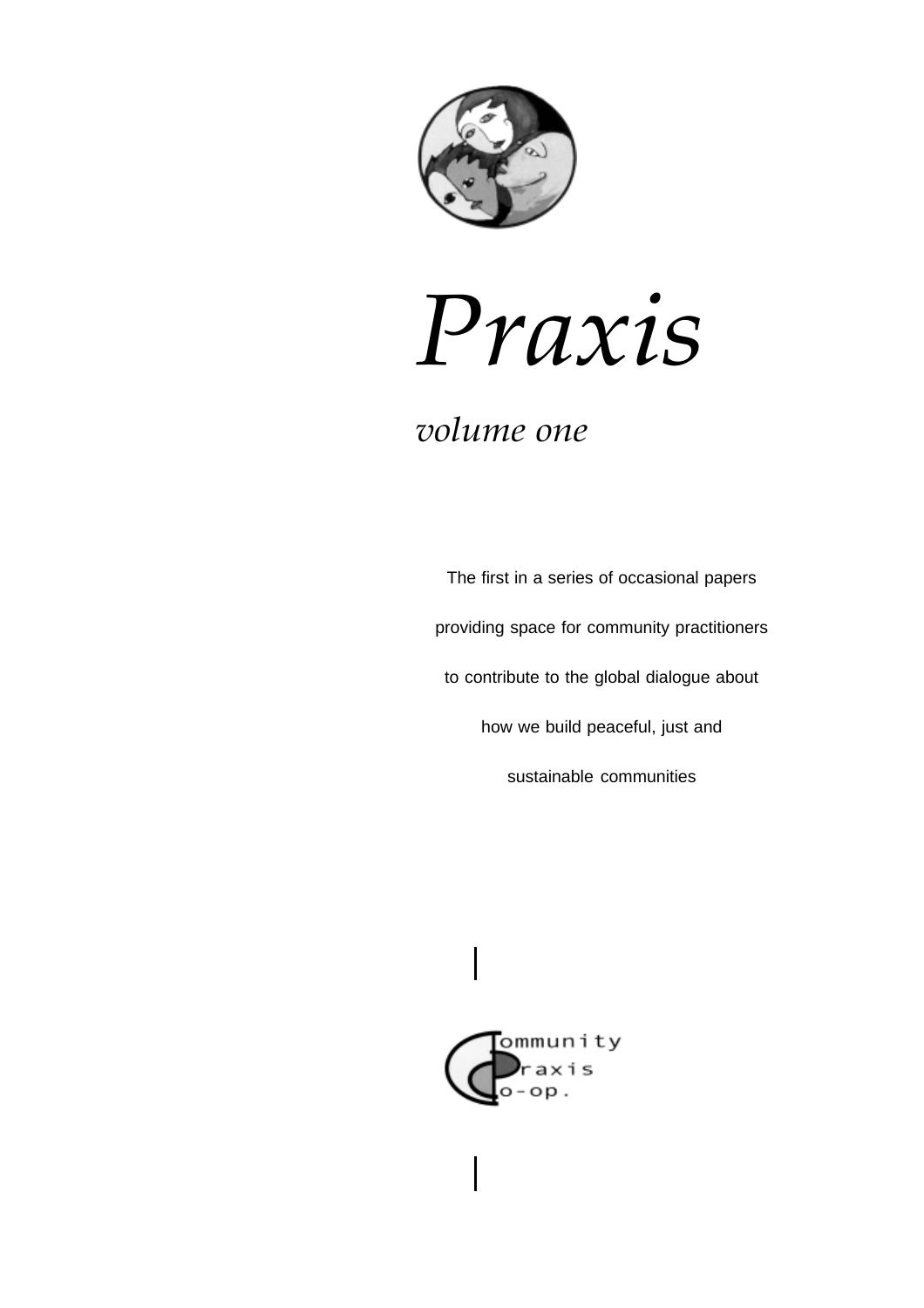# *Praxis*

## *volume one*

The first in a series of occasional papers

providing space for community practitioners

to contribute to the global dialogue about

how we build peaceful, just and

sustainable communities

Community Praxis Co-op.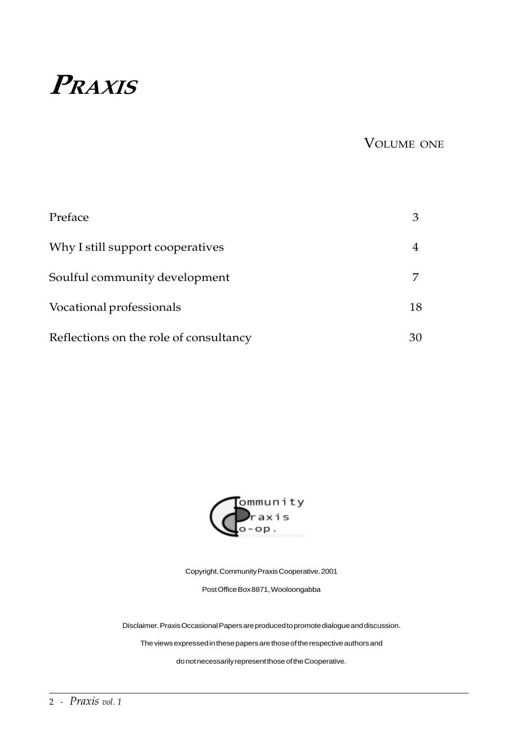# *PRAXIS*

VOLUME ONE

| | |
|---|---|
| Preface | 3 |
| Why I still support cooperatives | 4 |
| Soulful community development | 7 |
| Vocational professionals | 18 |
| Reflections on the role of consultancy | 30 |

Community Praxis Co-op.

Copyright. Community Praxis Cooperative. 2001

Post Office Box 8871, Wooloongabba

Disclaimer. Praxis Occasional Papers are produced to promote dialogue and discussion.

The views expressed in these papers are those of the respective authors and

do not necessarily represent those of the Cooperative.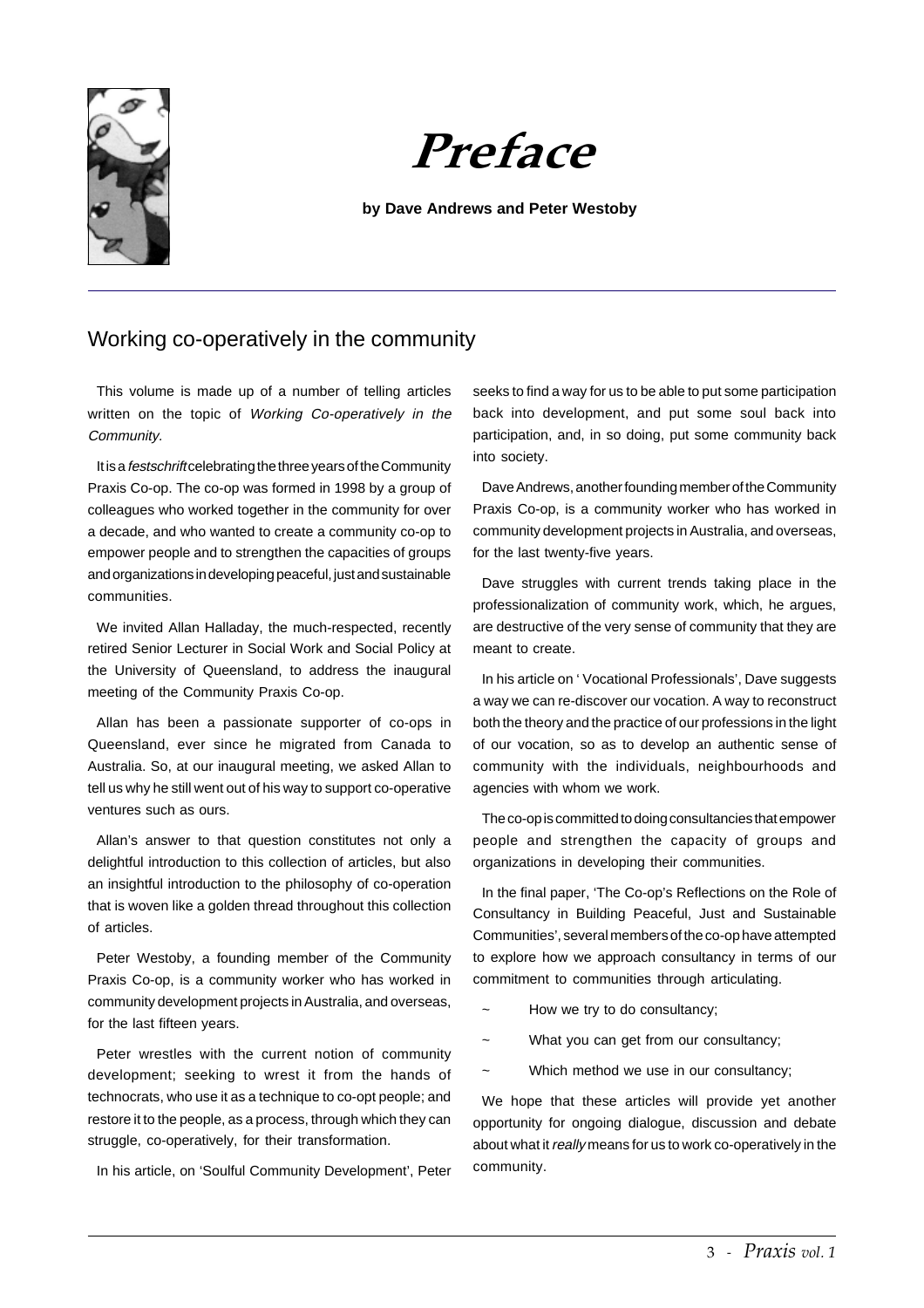# Preface

**by Dave Andrews and Peter Westoby**

## Working co-operatively in the community

This volume is made up of a number of telling articles written on the topic of *Working Co-operatively in the Community.*

It is a *festschrift* celebrating the three years of the Community Praxis Co-op. The co-op was formed in 1998 by a group of colleagues who worked together in the community for over a decade, and who wanted to create a community co-op to empower people and to strengthen the capacities of groups and organizations in developing peaceful, just and sustainable communities.

We invited Allan Halladay, the much-respected, recently retired Senior Lecturer in Social Work and Social Policy at the University of Queensland, to address the inaugural meeting of the Community Praxis Co-op.

Allan has been a passionate supporter of co-ops in Queensland, ever since he migrated from Canada to Australia. So, at our inaugural meeting, we asked Allan to tell us why he still went out of his way to support co-operative ventures such as ours.

Allan's answer to that question constitutes not only a delightful introduction to this collection of articles, but also an insightful introduction to the philosophy of co-operation that is woven like a golden thread throughout this collection of articles.

Peter Westoby, a founding member of the Community Praxis Co-op, is a community worker who has worked in community development projects in Australia, and overseas, for the last fifteen years.

Peter wrestles with the current notion of community development; seeking to wrest it from the hands of technocrats, who use it as a technique to co-opt people; and restore it to the people, as a process, through which they can struggle, co-operatively, for their transformation.

In his article, on 'Soulful Community Development', Peter seeks to find a way for us to be able to put some participation back into development, and put some soul back into participation, and, in so doing, put some community back into society.

Dave Andrews, another founding member of the Community Praxis Co-op, is a community worker who has worked in community development projects in Australia, and overseas, for the last twenty-five years.

Dave struggles with current trends taking place in the professionalization of community work, which, he argues, are destructive of the very sense of community that they are meant to create.

In his article on ' Vocational Professionals', Dave suggests a way we can re-discover our vocation. A way to reconstruct both the theory and the practice of our professions in the light of our vocation, so as to develop an authentic sense of community with the individuals, neighbourhoods and agencies with whom we work.

The co-op is committed to doing consultancies that empower people and strengthen the capacity of groups and organizations in developing their communities.

In the final paper, 'The Co-op's Reflections on the Role of Consultancy in Building Peaceful, Just and Sustainable Communities', several members of the co-op have attempted to explore how we approach consultancy in terms of our commitment to communities through articulating.

~ How we try to do consultancy;

~ What you can get from our consultancy;

~ Which method we use in our consultancy;

We hope that these articles will provide yet another opportunity for ongoing dialogue, discussion and debate about what it *really* means for us to work co-operatively in the community.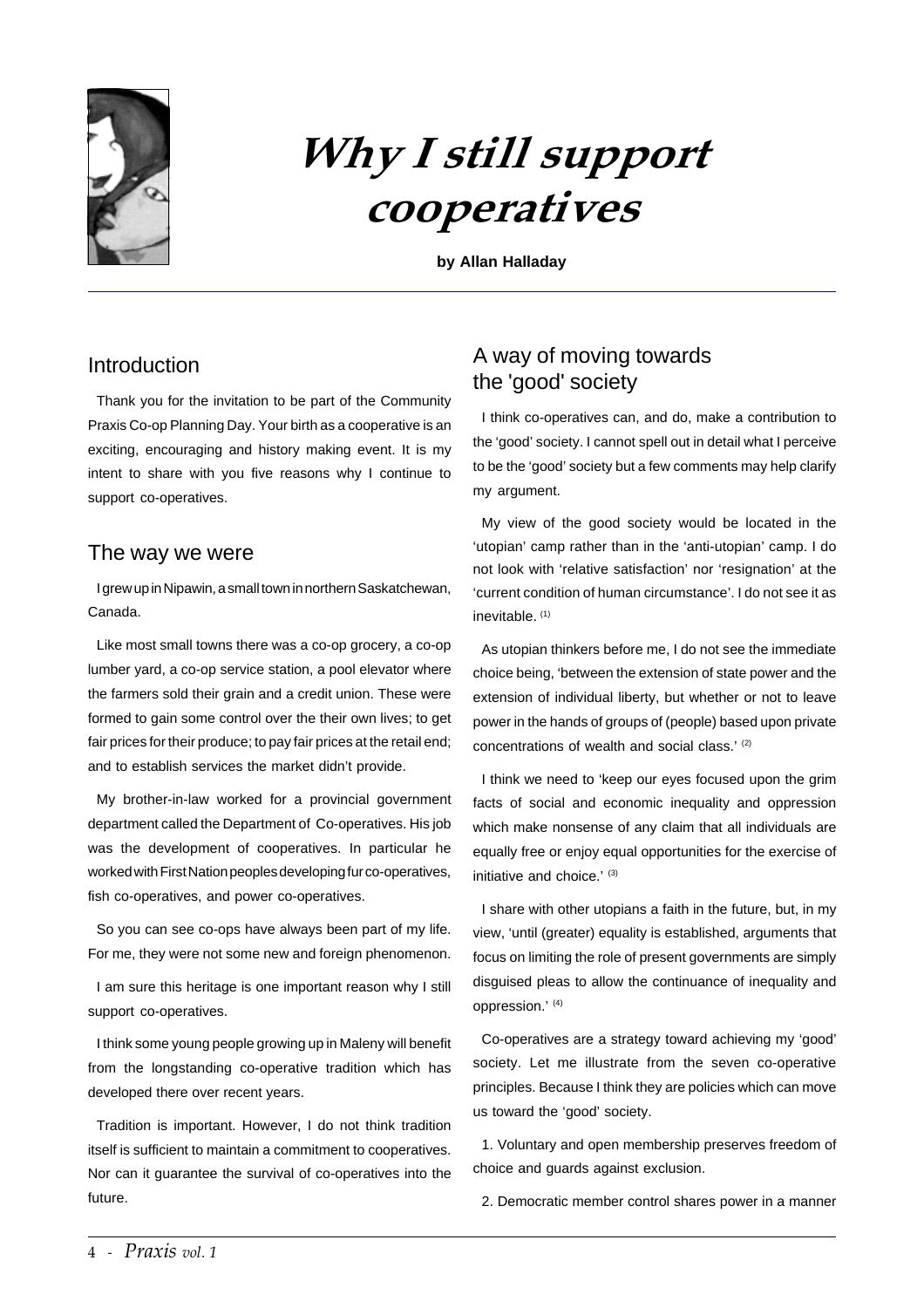# Why I still support cooperatives

**by Allan Halladay**

## Introduction

Thank you for the invitation to be part of the Community Praxis Co-op Planning Day. Your birth as a cooperative is an exciting, encouraging and history making event. It is my intent to share with you five reasons why I continue to support co-operatives.

## The way we were

I grew up in Nipawin, a small town in northern Saskatchewan, Canada.

Like most small towns there was a co-op grocery, a co-op lumber yard, a co-op service station, a pool elevator where the farmers sold their grain and a credit union. These were formed to gain some control over the their own lives; to get fair prices for their produce; to pay fair prices at the retail end; and to establish services the market didn't provide.

My brother-in-law worked for a provincial government department called the Department of Co-operatives. His job was the development of cooperatives. In particular he worked with First Nation peoples developing fur co-operatives, fish co-operatives, and power co-operatives.

So you can see co-ops have always been part of my life. For me, they were not some new and foreign phenomenon.

I am sure this heritage is one important reason why I still support co-operatives.

I think some young people growing up in Maleny will benefit from the longstanding co-operative tradition which has developed there over recent years.

Tradition is important. However, I do not think tradition itself is sufficient to maintain a commitment to cooperatives. Nor can it guarantee the survival of co-operatives into the future.

## A way of moving towards the 'good' society

I think co-operatives can, and do, make a contribution to the 'good' society. I cannot spell out in detail what I perceive to be the 'good' society but a few comments may help clarify my argument.

My view of the good society would be located in the 'utopian' camp rather than in the 'anti-utopian' camp. I do not look with 'relative satisfaction' nor 'resignation' at the 'current condition of human circumstance'. I do not see it as inevitable. [1]

As utopian thinkers before me, I do not see the immediate choice being, 'between the extension of state power and the extension of individual liberty, but whether or not to leave power in the hands of groups of (people) based upon private concentrations of wealth and social class.' [2]

I think we need to 'keep our eyes focused upon the grim facts of social and economic inequality and oppression which make nonsense of any claim that all individuals are equally free or enjoy equal opportunities for the exercise of initiative and choice.' [3]

I share with other utopians a faith in the future, but, in my view, 'until (greater) equality is established, arguments that focus on limiting the role of present governments are simply disguised pleas to allow the continuance of inequality and oppression.' [4]

Co-operatives are a strategy toward achieving my 'good' society. Let me illustrate from the seven co-operative principles. Because I think they are policies which can move us toward the 'good' society.

1. Voluntary and open membership preserves freedom of choice and guards against exclusion.

2. Democratic member control shares power in a manner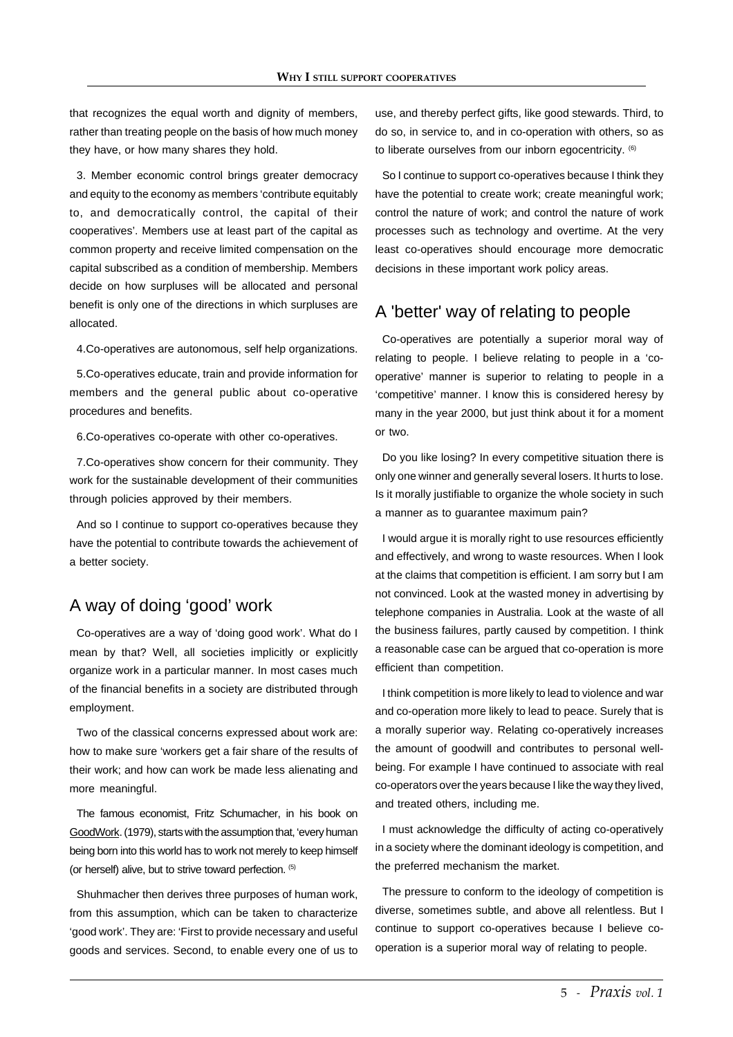that recognizes the equal worth and dignity of members, rather than treating people on the basis of how much money they have, or how many shares they hold.

3. Member economic control brings greater democracy and equity to the economy as members 'contribute equitably to, and democratically control, the capital of their cooperatives'. Members use at least part of the capital as common property and receive limited compensation on the capital subscribed as a condition of membership. Members decide on how surpluses will be allocated and personal benefit is only one of the directions in which surpluses are allocated.

4.Co-operatives are autonomous, self help organizations.

5.Co-operatives educate, train and provide information for members and the general public about co-operative procedures and benefits.

6.Co-operatives co-operate with other co-operatives.

7.Co-operatives show concern for their community. They work for the sustainable development of their communities through policies approved by their members.

And so I continue to support co-operatives because they have the potential to contribute towards the achievement of a better society.

## A way of doing 'good' work

Co-operatives are a way of 'doing good work'. What do I mean by that? Well, all societies implicitly or explicitly organize work in a particular manner. In most cases much of the financial benefits in a society are distributed through employment.

Two of the classical concerns expressed about work are: how to make sure 'workers get a fair share of the results of their work; and how can work be made less alienating and more meaningful.

The famous economist, Fritz Schumacher, in his book on GoodWork. (1979), starts with the assumption that, 'every human being born into this world has to work not merely to keep himself (or herself) alive, but to strive toward perfection. [5]

Shuhmacher then derives three purposes of human work, from this assumption, which can be taken to characterize 'good work'. They are: 'First to provide necessary and useful goods and services. Second, to enable every one of us to use, and thereby perfect gifts, like good stewards. Third, to do so, in service to, and in co-operation with others, so as to liberate ourselves from our inborn egocentricity. [6]

So I continue to support co-operatives because I think they have the potential to create work; create meaningful work; control the nature of work; and control the nature of work processes such as technology and overtime. At the very least co-operatives should encourage more democratic decisions in these important work policy areas.

## A 'better' way of relating to people

Co-operatives are potentially a superior moral way of relating to people. I believe relating to people in a 'co-operative' manner is superior to relating to people in a 'competitive' manner. I know this is considered heresy by many in the year 2000, but just think about it for a moment or two.

Do you like losing? In every competitive situation there is only one winner and generally several losers. It hurts to lose. Is it morally justifiable to organize the whole society in such a manner as to guarantee maximum pain?

I would argue it is morally right to use resources efficiently and effectively, and wrong to waste resources. When I look at the claims that competition is efficient. I am sorry but I am not convinced. Look at the wasted money in advertising by telephone companies in Australia. Look at the waste of all the business failures, partly caused by competition. I think a reasonable case can be argued that co-operation is more efficient than competition.

I think competition is more likely to lead to violence and war and co-operation more likely to lead to peace. Surely that is a morally superior way. Relating co-operatively increases the amount of goodwill and contributes to personal well-being. For example I have continued to associate with real co-operators over the years because I like the way they lived, and treated others, including me.

I must acknowledge the difficulty of acting co-operatively in a society where the dominant ideology is competition, and the preferred mechanism the market.

The pressure to conform to the ideology of competition is diverse, sometimes subtle, and above all relentless. But I continue to support co-operatives because I believe co-operation is a superior moral way of relating to people.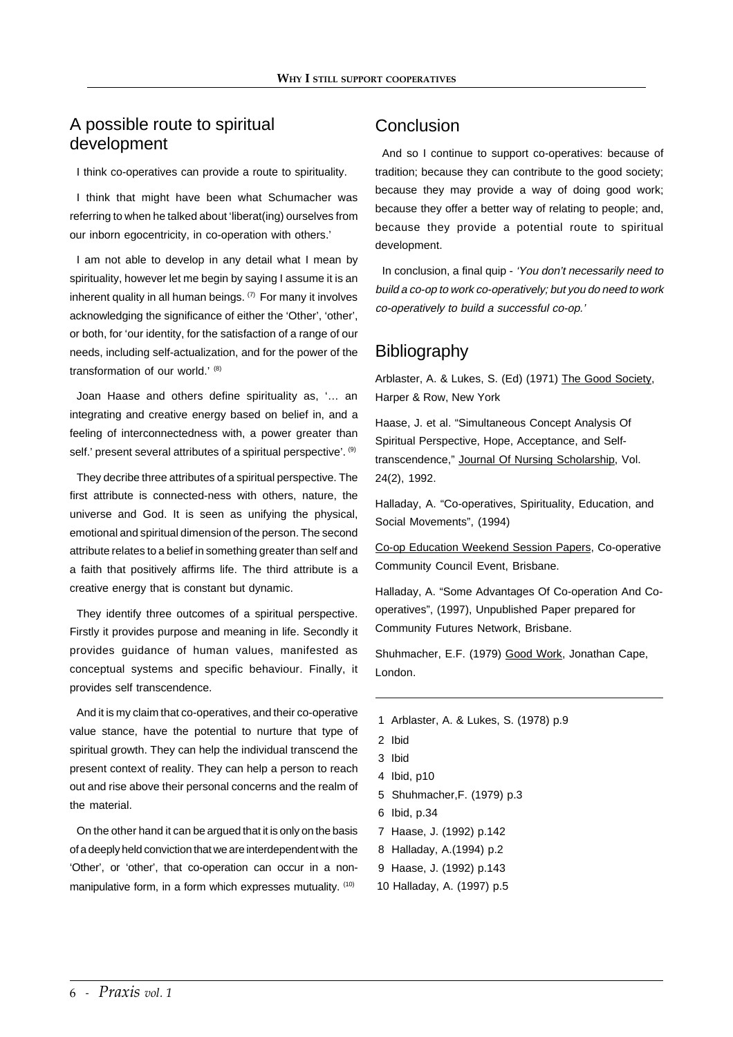## A possible route to spiritual development

I think co-operatives can provide a route to spirituality.

I think that might have been what Schumacher was referring to when he talked about 'liberat(ing) ourselves from our inborn egocentricity, in co-operation with others.'

I am not able to develop in any detail what I mean by spirituality, however let me begin by saying I assume it is an inherent quality in all human beings. (7) For many it involves acknowledging the significance of either the 'Other', 'other', or both, for 'our identity, for the satisfaction of a range of our needs, including self-actualization, and for the power of the transformation of our world.' (8)

Joan Haase and others define spirituality as, '... an integrating and creative energy based on belief in, and a feeling of interconnectedness with, a power greater than self.' present several attributes of a spiritual perspective'. (9)

They decribe three attributes of a spiritual perspective. The first attribute is connected-ness with others, nature, the universe and God. It is seen as unifying the physical, emotional and spiritual dimension of the person. The second attribute relates to a belief in something greater than self and a faith that positively affirms life. The third attribute is a creative energy that is constant but dynamic.

They identify three outcomes of a spiritual perspective. Firstly it provides purpose and meaning in life. Secondly it provides guidance of human values, manifested as conceptual systems and specific behaviour. Finally, it provides self transcendence.

And it is my claim that co-operatives, and their co-operative value stance, have the potential to nurture that type of spiritual growth. They can help the individual transcend the present context of reality. They can help a person to reach out and rise above their personal concerns and the realm of the material.

On the other hand it can be argued that it is only on the basis of a deeply held conviction that we are interdependent with the 'Other', or 'other', that co-operation can occur in a non-manipulative form, in a form which expresses mutuality. (10)

## Conclusion

And so I continue to support co-operatives: because of tradition; because they can contribute to the good society; because they may provide a way of doing good work; because they offer a better way of relating to people; and, because they provide a potential route to spiritual development.

In conclusion, a final quip - *'You don't necessarily need to build a co-op to work co-operatively; but you do need to work co-operatively to build a successful co-op.'*

## Bibliography

Arblaster, A. & Lukes, S. (Ed) (1971) The Good Society, Harper & Row, New York

Haase, J. et al. "Simultaneous Concept Analysis Of Spiritual Perspective, Hope, Acceptance, and Self-transcendence," Journal Of Nursing Scholarship, Vol. 24(2), 1992.

Halladay, A. "Co-operatives, Spirituality, Education, and Social Movements", (1994)

Co-op Education Weekend Session Papers, Co-operative Community Council Event, Brisbane.

Halladay, A. "Some Advantages Of Co-operation And Co-operatives", (1997), Unpublished Paper prepared for Community Futures Network, Brisbane.

Shuhmacher, E.F. (1979) Good Work, Jonathan Cape, London.

---

1 Arblaster, A. & Lukes, S. (1978) p.9
2 Ibid
3 Ibid
4 Ibid, p10
5 Shuhmacher,F. (1979) p.3
6 Ibid, p.34
7 Haase, J. (1992) p.142
8 Halladay, A.(1994) p.2
9 Haase, J. (1992) p.143
10 Halladay, A. (1997) p.5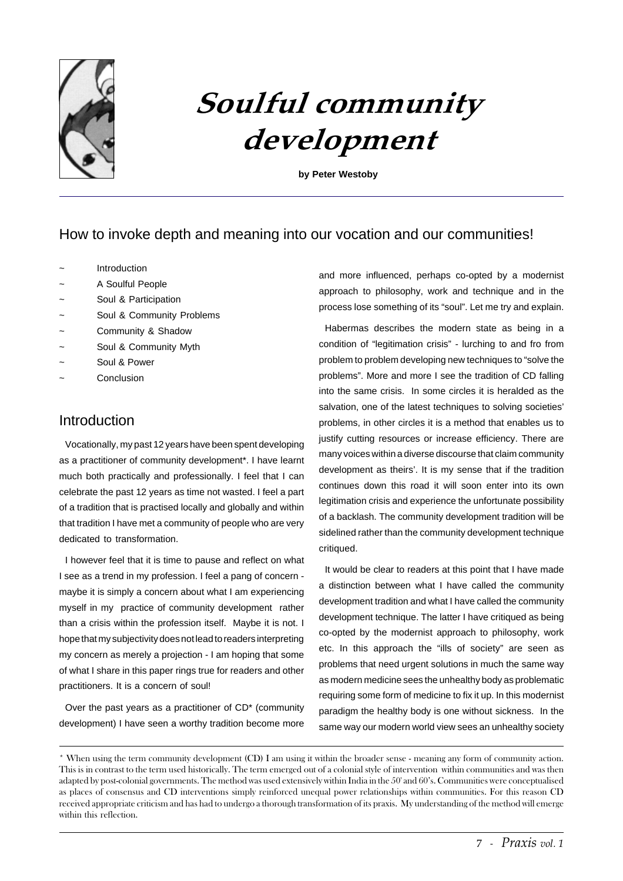# Soulful community development

**by Peter Westoby**

## How to invoke depth and meaning into our vocation and our communities!

- ~ Introduction
- ~ A Soulful People
- ~ Soul & Participation
- ~ Soul & Community Problems
- ~ Community & Shadow
- ~ Soul & Community Myth
- ~ Soul & Power
- ~ Conclusion

## Introduction

Vocationally, my past 12 years have been spent developing as a practitioner of community development*. I have learnt much both practically and professionally. I feel that I can celebrate the past 12 years as time not wasted. I feel a part of a tradition that is practised locally and globally and within that tradition I have met a community of people who are very dedicated to transformation.

I however feel that it is time to pause and reflect on what I see as a trend in my profession. I feel a pang of concern - maybe it is simply a concern about what I am experiencing myself in my practice of community development rather than a crisis within the profession itself. Maybe it is not. I hope that my subjectivity does not lead to readers interpreting my concern as merely a projection - I am hoping that some of what I share in this paper rings true for readers and other practitioners. It is a concern of soul!

Over the past years as a practitioner of CD* (community development) I have seen a worthy tradition become more and more influenced, perhaps co-opted by a modernist approach to philosophy, work and technique and in the process lose something of its "soul". Let me try and explain.

Habermas describes the modern state as being in a condition of "legitimation crisis" - lurching to and fro from problem to problem developing new techniques to "solve the problems". More and more I see the tradition of CD falling into the same crisis. In some circles it is heralded as the salvation, one of the latest techniques to solving societies' problems, in other circles it is a method that enables us to justify cutting resources or increase efficiency. There are many voices within a diverse discourse that claim community development as theirs'. It is my sense that if the tradition continues down this road it will soon enter into its own legitimation crisis and experience the unfortunate possibility of a backlash. The community development tradition will be sidelined rather than the community development technique critiqued.

It would be clear to readers at this point that I have made a distinction between what I have called the community development tradition and what I have called the community development technique. The latter I have critiqued as being co-opted by the modernist approach to philosophy, work etc. In this approach the "ills of society" are seen as problems that need urgent solutions in much the same way as modern medicine sees the unhealthy body as problematic requiring some form of medicine to fix it up. In this modernist paradigm the healthy body is one without sickness. In the same way our modern world view sees an unhealthy society

---

* When using the term community development (CD) I am using it within the broader sense - meaning any form of community action. This is in contrast to the term used historically. The term emerged out of a colonial style of intervention within communities and was then adapted by post-colonial governments. The method was used extensively within India in the 50' and 60's. Communities were conceptualised as places of consensus and CD interventions simply reinforced unequal power relationships within communities. For this reason CD received appropriate criticism and has had to undergo a thorough transformation of its praxis. My understanding of the method will emerge within this reflection.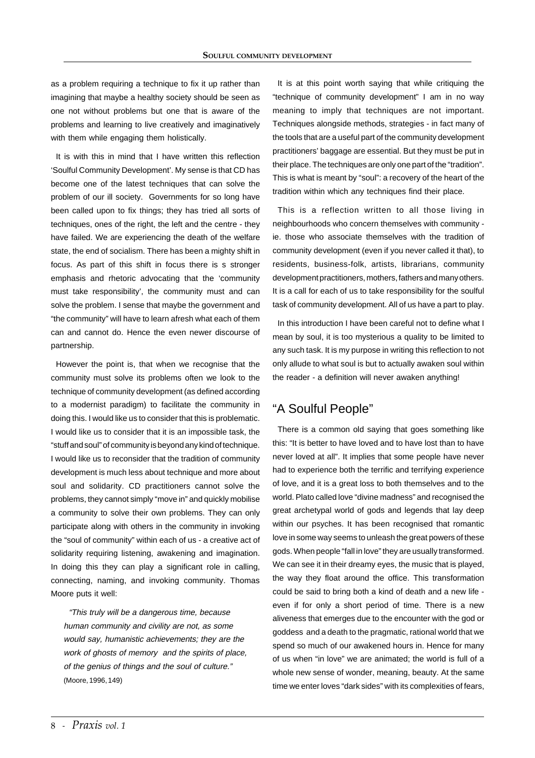as a problem requiring a technique to fix it up rather than imagining that maybe a healthy society should be seen as one not without problems but one that is aware of the problems and learning to live creatively and imaginatively with them while engaging them holistically.

It is with this in mind that I have written this reflection 'Soulful Community Development'. My sense is that CD has become one of the latest techniques that can solve the problem of our ill society. Governments for so long have been called upon to fix things; they has tried all sorts of techniques, ones of the right, the left and the centre - they have failed. We are experiencing the death of the welfare state, the end of socialism. There has been a mighty shift in focus. As part of this shift in focus there is s stronger emphasis and rhetoric advocating that the 'community must take responsibility', the community must and can solve the problem. I sense that maybe the government and "the community" will have to learn afresh what each of them can and cannot do. Hence the even newer discourse of partnership.

However the point is, that when we recognise that the community must solve its problems often we look to the technique of community development (as defined according to a modernist paradigm) to facilitate the community in doing this. I would like us to consider that this is problematic. I would like us to consider that it is an impossible task, the "stuff and soul" of community is beyond any kind of technique. I would like us to reconsider that the tradition of community development is much less about technique and more about soul and solidarity. CD practitioners cannot solve the problems, they cannot simply "move in" and quickly mobilise a community to solve their own problems. They can only participate along with others in the community in invoking the "soul of community" within each of us - a creative act of solidarity requiring listening, awakening and imagination. In doing this they can play a significant role in calling, connecting, naming, and invoking community. Thomas Moore puts it well:

> *"This truly will be a dangerous time, because human community and civility are not, as some would say, humanistic achievements; they are the work of ghosts of memory and the spirits of place, of the genius of things and the soul of culture."* (Moore, 1996, 149)

It is at this point worth saying that while critiquing the "technique of community development" I am in no way meaning to imply that techniques are not important. Techniques alongside methods, strategies - in fact many of the tools that are a useful part of the community development practitioners' baggage are essential. But they must be put in their place. The techniques are only one part of the "tradition". This is what is meant by "soul": a recovery of the heart of the tradition within which any techniques find their place.

This is a reflection written to all those living in neighbourhoods who concern themselves with community - ie. those who associate themselves with the tradition of community development (even if you never called it that), to residents, business-folk, artists, librarians, community development practitioners, mothers, fathers and many others. It is a call for each of us to take responsibility for the soulful task of community development. All of us have a part to play.

In this introduction I have been careful not to define what I mean by soul, it is too mysterious a quality to be limited to any such task. It is my purpose in writing this reflection to not only allude to what soul is but to actually awaken soul within the reader - a definition will never awaken anything!

## "A Soulful People"

There is a common old saying that goes something like this: "It is better to have loved and to have lost than to have never loved at all". It implies that some people have never had to experience both the terrific and terrifying experience of love, and it is a great loss to both themselves and to the world. Plato called love "divine madness" and recognised the great archetypal world of gods and legends that lay deep within our psyches. It has been recognised that romantic love in some way seems to unleash the great powers of these gods. When people "fall in love" they are usually transformed. We can see it in their dreamy eyes, the music that is played, the way they float around the office. This transformation could be said to bring both a kind of death and a new life - even if for only a short period of time. There is a new aliveness that emerges due to the encounter with the god or goddess and a death to the pragmatic, rational world that we spend so much of our awakened hours in. Hence for many of us when "in love" we are animated; the world is full of a whole new sense of wonder, meaning, beauty. At the same time we enter loves "dark sides" with its complexities of fears,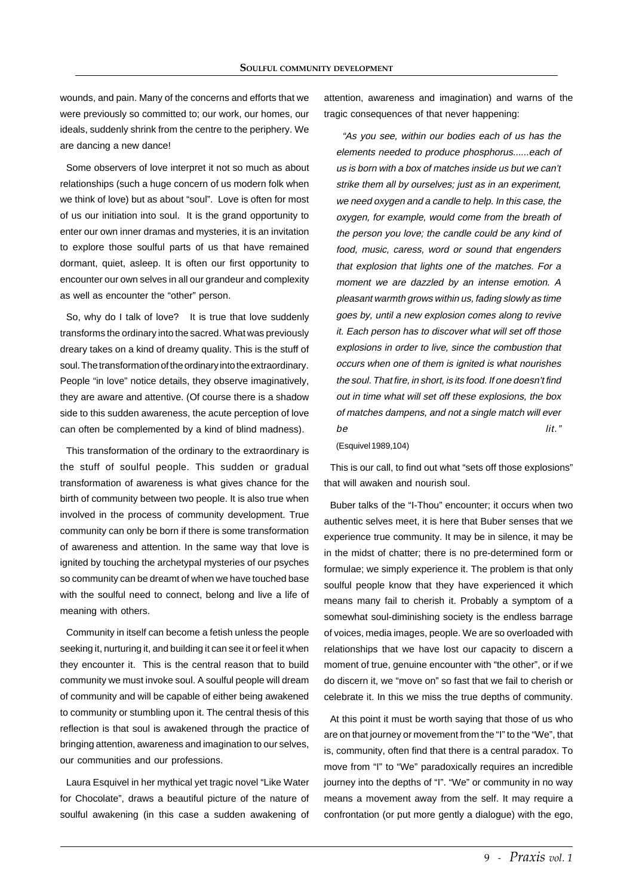wounds, and pain. Many of the concerns and efforts that we were previously so committed to; our work, our homes, our ideals, suddenly shrink from the centre to the periphery. We are dancing a new dance!

Some observers of love interpret it not so much as about relationships (such a huge concern of us modern folk when we think of love) but as about "soul". Love is often for most of us our initiation into soul. It is the grand opportunity to enter our own inner dramas and mysteries, it is an invitation to explore those soulful parts of us that have remained dormant, quiet, asleep. It is often our first opportunity to encounter our own selves in all our grandeur and complexity as well as encounter the "other" person.

So, why do I talk of love? It is true that love suddenly transforms the ordinary into the sacred. What was previously dreary takes on a kind of dreamy quality. This is the stuff of soul. The transformation of the ordinary into the extraordinary. People "in love" notice details, they observe imaginatively, they are aware and attentive. (Of course there is a shadow side to this sudden awareness, the acute perception of love can often be complemented by a kind of blind madness).

This transformation of the ordinary to the extraordinary is the stuff of soulful people. This sudden or gradual transformation of awareness is what gives chance for the birth of community between two people. It is also true when involved in the process of community development. True community can only be born if there is some transformation of awareness and attention. In the same way that love is ignited by touching the archetypal mysteries of our psyches so community can be dreamt of when we have touched base with the soulful need to connect, belong and live a life of meaning with others.

Community in itself can become a fetish unless the people seeking it, nurturing it, and building it can see it or feel it when they encounter it. This is the central reason that to build community we must invoke soul. A soulful people will dream of community and will be capable of either being awakened to community or stumbling upon it. The central thesis of this reflection is that soul is awakened through the practice of bringing attention, awareness and imagination to our selves, our communities and our professions.

Laura Esquivel in her mythical yet tragic novel "Like Water for Chocolate", draws a beautiful picture of the nature of soulful awakening (in this case a sudden awakening of attention, awareness and imagination) and warns of the tragic consequences of that never happening:

> *"As you see, within our bodies each of us has the elements needed to produce phosphorus......each of us is born with a box of matches inside us but we can't strike them all by ourselves; just as in an experiment, we need oxygen and a candle to help. In this case, the oxygen, for example, would come from the breath of the person you love; the candle could be any kind of food, music, caress, word or sound that engenders that explosion that lights one of the matches. For a moment we are dazzled by an intense emotion. A pleasant warmth grows within us, fading slowly as time goes by, until a new explosion comes along to revive it. Each person has to discover what will set off those explosions in order to live, since the combustion that occurs when one of them is ignited is what nourishes the soul. That fire, in short, is its food. If one doesn't find out in time what will set off these explosions, the box of matches dampens, and not a single match will ever be lit."*
>
> (Esquivel 1989,104)

This is our call, to find out what "sets off those explosions" that will awaken and nourish soul.

Buber talks of the "I-Thou" encounter; it occurs when two authentic selves meet, it is here that Buber senses that we experience true community. It may be in silence, it may be in the midst of chatter; there is no pre-determined form or formulae; we simply experience it. The problem is that only soulful people know that they have experienced it which means many fail to cherish it. Probably a symptom of a somewhat soul-diminishing society is the endless barrage of voices, media images, people. We are so overloaded with relationships that we have lost our capacity to discern a moment of true, genuine encounter with "the other", or if we do discern it, we "move on" so fast that we fail to cherish or celebrate it. In this we miss the true depths of community.

At this point it must be worth saying that those of us who are on that journey or movement from the "I" to the "We", that is, community, often find that there is a central paradox. To move from "I" to "We" paradoxically requires an incredible journey into the depths of "I". "We" or community in no way means a movement away from the self. It may require a confrontation (or put more gently a dialogue) with the ego,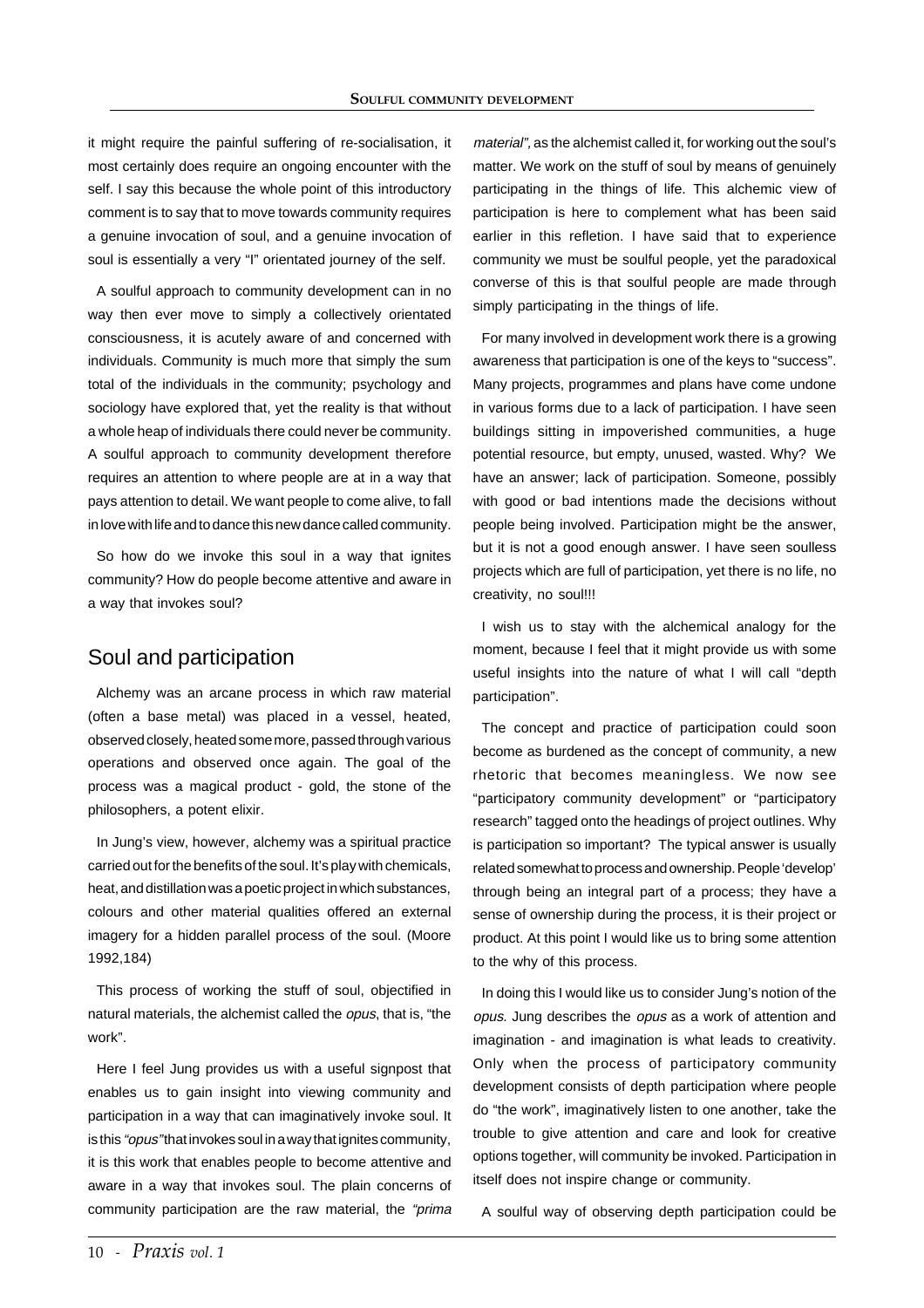it might require the painful suffering of re-socialisation, it most certainly does require an ongoing encounter with the self. I say this because the whole point of this introductory comment is to say that to move towards community requires a genuine invocation of soul, and a genuine invocation of soul is essentially a very "I" orientated journey of the self.

A soulful approach to community development can in no way then ever move to simply a collectively orientated consciousness, it is acutely aware of and concerned with individuals. Community is much more that simply the sum total of the individuals in the community; psychology and sociology have explored that, yet the reality is that without a whole heap of individuals there could never be community. A soulful approach to community development therefore requires an attention to where people are at in a way that pays attention to detail. We want people to come alive, to fall in love with life and to dance this new dance called community.

So how do we invoke this soul in a way that ignites community? How do people become attentive and aware in a way that invokes soul?

## Soul and participation

Alchemy was an arcane process in which raw material (often a base metal) was placed in a vessel, heated, observed closely, heated some more, passed through various operations and observed once again. The goal of the process was a magical product - gold, the stone of the philosophers, a potent elixir.

In Jung's view, however, alchemy was a spiritual practice carried out for the benefits of the soul. It's play with chemicals, heat, and distillation was a poetic project in which substances, colours and other material qualities offered an external imagery for a hidden parallel process of the soul. (Moore 1992,184)

This process of working the stuff of soul, objectified in natural materials, the alchemist called the *opus*, that is, "the work".

Here I feel Jung provides us with a useful signpost that enables us to gain insight into viewing community and participation in a way that can imaginatively invoke soul. It is this *"opus"* that invokes soul in a way that ignites community, it is this work that enables people to become attentive and aware in a way that invokes soul. The plain concerns of community participation are the raw material, the *"prima material"*, as the alchemist called it, for working out the soul's matter. We work on the stuff of soul by means of genuinely participating in the things of life. This alchemic view of participation is here to complement what has been said earlier in this refletion. I have said that to experience community we must be soulful people, yet the paradoxical converse of this is that soulful people are made through simply participating in the things of life.

For many involved in development work there is a growing awareness that participation is one of the keys to "success". Many projects, programmes and plans have come undone in various forms due to a lack of participation. I have seen buildings sitting in impoverished communities, a huge potential resource, but empty, unused, wasted. Why? We have an answer; lack of participation. Someone, possibly with good or bad intentions made the decisions without people being involved. Participation might be the answer, but it is not a good enough answer. I have seen soulless projects which are full of participation, yet there is no life, no creativity, no soul!!!

I wish us to stay with the alchemical analogy for the moment, because I feel that it might provide us with some useful insights into the nature of what I will call "depth participation".

The concept and practice of participation could soon become as burdened as the concept of community, a new rhetoric that becomes meaningless. We now see "participatory community development" or "participatory research" tagged onto the headings of project outlines. Why is participation so important? The typical answer is usually related somewhat to process and ownership. People 'develop' through being an integral part of a process; they have a sense of ownership during the process, it is their project or product. At this point I would like us to bring some attention to the why of this process.

In doing this I would like us to consider Jung's notion of the *opus*. Jung describes the *opus* as a work of attention and imagination - and imagination is what leads to creativity. Only when the process of participatory community development consists of depth participation where people do "the work", imaginatively listen to one another, take the trouble to give attention and care and look for creative options together, will community be invoked. Participation in itself does not inspire change or community.

A soulful way of observing depth participation could be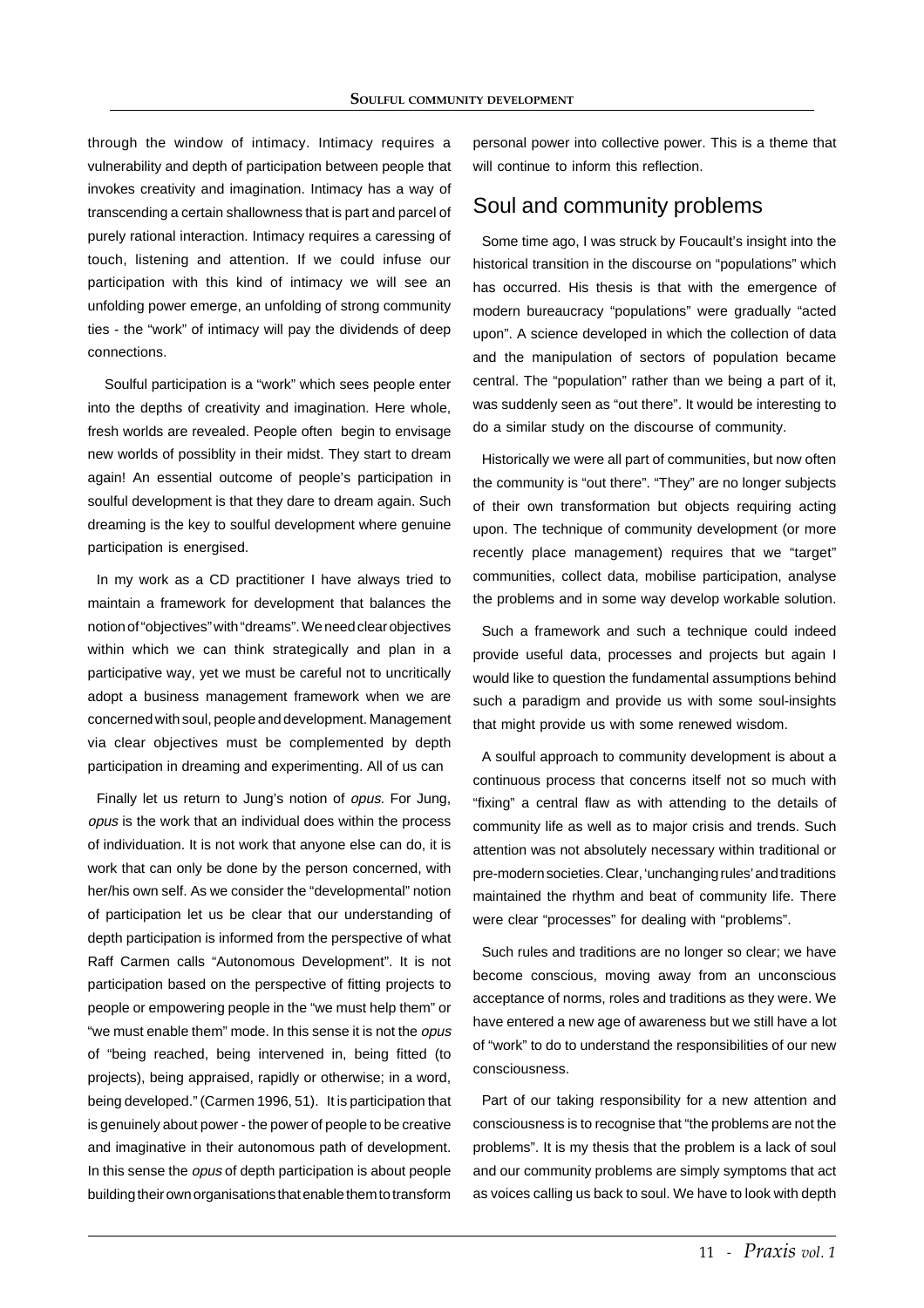through the window of intimacy. Intimacy requires a vulnerability and depth of participation between people that invokes creativity and imagination. Intimacy has a way of transcending a certain shallowness that is part and parcel of purely rational interaction. Intimacy requires a caressing of touch, listening and attention. If we could infuse our participation with this kind of intimacy we will see an unfolding power emerge, an unfolding of strong community ties - the "work" of intimacy will pay the dividends of deep connections.

Soulful participation is a "work" which sees people enter into the depths of creativity and imagination. Here whole, fresh worlds are revealed. People often begin to envisage new worlds of possiblity in their midst. They start to dream again! An essential outcome of people's participation in soulful development is that they dare to dream again. Such dreaming is the key to soulful development where genuine participation is energised.

In my work as a CD practitioner I have always tried to maintain a framework for development that balances the notion of "objectives" with "dreams". We need clear objectives within which we can think strategically and plan in a participative way, yet we must be careful not to uncritically adopt a business management framework when we are concerned with soul, people and development. Management via clear objectives must be complemented by depth participation in dreaming and experimenting. All of us can

Finally let us return to Jung's notion of *opus.* For Jung, *opus* is the work that an individual does within the process of individuation. It is not work that anyone else can do, it is work that can only be done by the person concerned, with her/his own self. As we consider the "developmental" notion of participation let us be clear that our understanding of depth participation is informed from the perspective of what Raff Carmen calls "Autonomous Development". It is not participation based on the perspective of fitting projects to people or empowering people in the "we must help them" or "we must enable them" mode. In this sense it is not the *opus* of "being reached, being intervened in, being fitted (to projects), being appraised, rapidly or otherwise; in a word, being developed." (Carmen 1996, 51). It is participation that is genuinely about power - the power of people to be creative and imaginative in their autonomous path of development. In this sense the *opus* of depth participation is about people building their own organisations that enable them to transform personal power into collective power. This is a theme that will continue to inform this reflection.

## Soul and community problems

Some time ago, I was struck by Foucault's insight into the historical transition in the discourse on "populations" which has occurred. His thesis is that with the emergence of modern bureaucracy "populations" were gradually "acted upon". A science developed in which the collection of data and the manipulation of sectors of population became central. The "population" rather than we being a part of it, was suddenly seen as "out there". It would be interesting to do a similar study on the discourse of community.

Historically we were all part of communities, but now often the community is "out there". "They" are no longer subjects of their own transformation but objects requiring acting upon. The technique of community development (or more recently place management) requires that we "target" communities, collect data, mobilise participation, analyse the problems and in some way develop workable solution.

Such a framework and such a technique could indeed provide useful data, processes and projects but again I would like to question the fundamental assumptions behind such a paradigm and provide us with some soul-insights that might provide us with some renewed wisdom.

A soulful approach to community development is about a continuous process that concerns itself not so much with "fixing" a central flaw as with attending to the details of community life as well as to major crisis and trends. Such attention was not absolutely necessary within traditional or pre-modern societies. Clear, 'unchanging rules' and traditions maintained the rhythm and beat of community life. There were clear "processes" for dealing with "problems".

Such rules and traditions are no longer so clear; we have become conscious, moving away from an unconscious acceptance of norms, roles and traditions as they were. We have entered a new age of awareness but we still have a lot of "work" to do to understand the responsibilities of our new consciousness.

Part of our taking responsibility for a new attention and consciousness is to recognise that "the problems are not the problems". It is my thesis that the problem is a lack of soul and our community problems are simply symptoms that act as voices calling us back to soul. We have to look with depth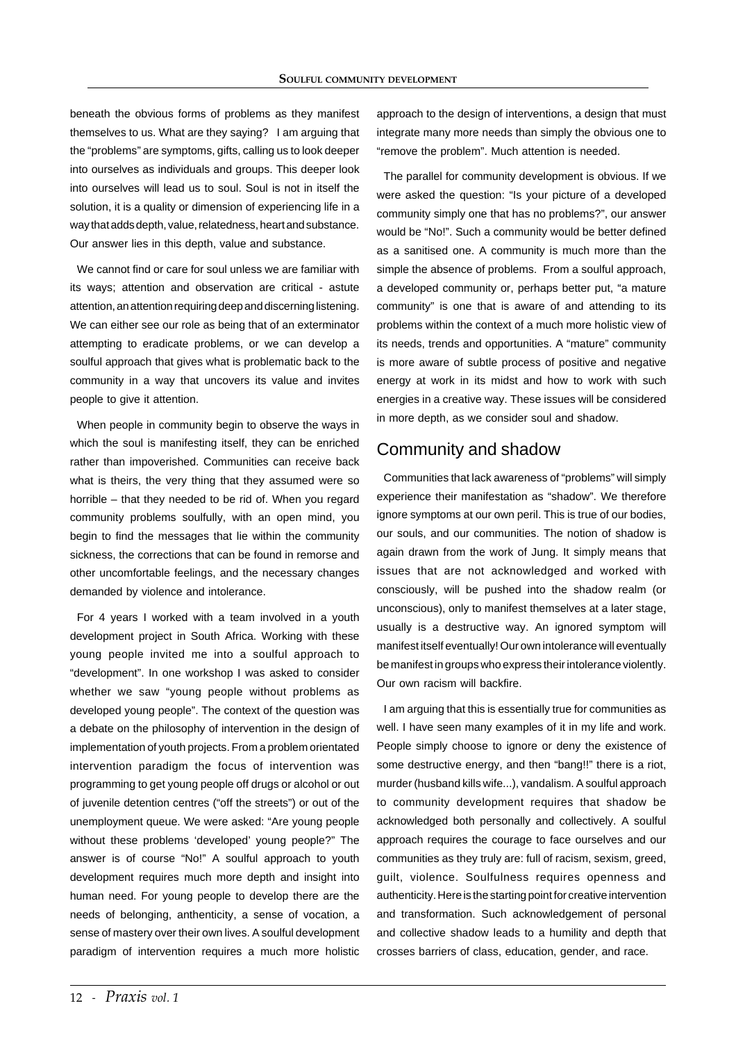beneath the obvious forms of problems as they manifest themselves to us. What are they saying? I am arguing that the "problems" are symptoms, gifts, calling us to look deeper into ourselves as individuals and groups. This deeper look into ourselves will lead us to soul. Soul is not in itself the solution, it is a quality or dimension of experiencing life in a way that adds depth, value, relatedness, heart and substance. Our answer lies in this depth, value and substance.

We cannot find or care for soul unless we are familiar with its ways; attention and observation are critical - astute attention, an attention requiring deep and discerning listening. We can either see our role as being that of an exterminator attempting to eradicate problems, or we can develop a soulful approach that gives what is problematic back to the community in a way that uncovers its value and invites people to give it attention.

When people in community begin to observe the ways in which the soul is manifesting itself, they can be enriched rather than impoverished. Communities can receive back what is theirs, the very thing that they assumed were so horrible – that they needed to be rid of. When you regard community problems soulfully, with an open mind, you begin to find the messages that lie within the community sickness, the corrections that can be found in remorse and other uncomfortable feelings, and the necessary changes demanded by violence and intolerance.

For 4 years I worked with a team involved in a youth development project in South Africa. Working with these young people invited me into a soulful approach to "development". In one workshop I was asked to consider whether we saw "young people without problems as developed young people". The context of the question was a debate on the philosophy of intervention in the design of implementation of youth projects. From a problem orientated intervention paradigm the focus of intervention was programming to get young people off drugs or alcohol or out of juvenile detention centres ("off the streets") or out of the unemployment queue. We were asked: "Are young people without these problems 'developed' young people?" The answer is of course "No!" A soulful approach to youth development requires much more depth and insight into human need. For young people to develop there are the needs of belonging, anthenticity, a sense of vocation, a sense of mastery over their own lives. A soulful development paradigm of intervention requires a much more holistic approach to the design of interventions, a design that must integrate many more needs than simply the obvious one to "remove the problem". Much attention is needed.

The parallel for community development is obvious. If we were asked the question: "Is your picture of a developed community simply one that has no problems?", our answer would be "No!". Such a community would be better defined as a sanitised one. A community is much more than the simple the absence of problems. From a soulful approach, a developed community or, perhaps better put, "a mature community" is one that is aware of and attending to its problems within the context of a much more holistic view of its needs, trends and opportunities. A "mature" community is more aware of subtle process of positive and negative energy at work in its midst and how to work with such energies in a creative way. These issues will be considered in more depth, as we consider soul and shadow.

## Community and shadow

Communities that lack awareness of "problems" will simply experience their manifestation as "shadow". We therefore ignore symptoms at our own peril. This is true of our bodies, our souls, and our communities. The notion of shadow is again drawn from the work of Jung. It simply means that issues that are not acknowledged and worked with consciously, will be pushed into the shadow realm (or unconscious), only to manifest themselves at a later stage, usually is a destructive way. An ignored symptom will manifest itself eventually! Our own intolerance will eventually be manifest in groups who express their intolerance violently. Our own racism will backfire.

I am arguing that this is essentially true for communities as well. I have seen many examples of it in my life and work. People simply choose to ignore or deny the existence of some destructive energy, and then "bang!!" there is a riot, murder (husband kills wife...), vandalism. A soulful approach to community development requires that shadow be acknowledged both personally and collectively. A soulful approach requires the courage to face ourselves and our communities as they truly are: full of racism, sexism, greed, guilt, violence. Soulfulness requires openness and authenticity. Here is the starting point for creative intervention and transformation. Such acknowledgement of personal and collective shadow leads to a humility and depth that crosses barriers of class, education, gender, and race.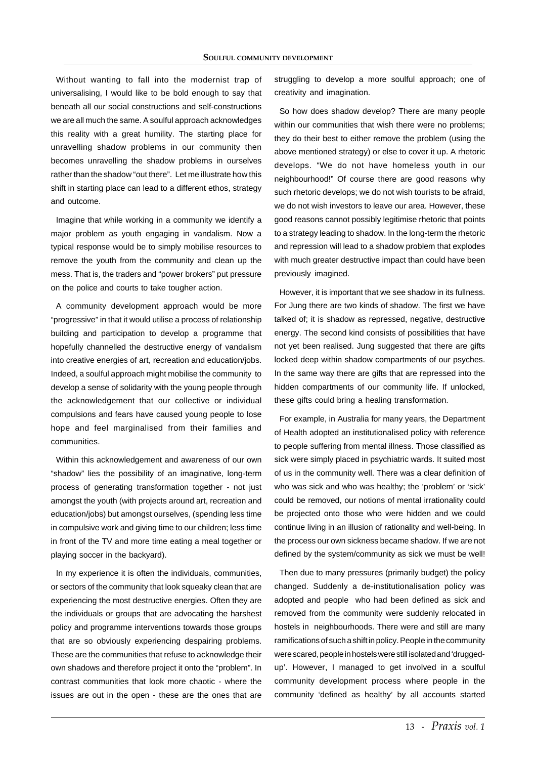Without wanting to fall into the modernist trap of universalising, I would like to be bold enough to say that beneath all our social constructions and self-constructions we are all much the same. A soulful approach acknowledges this reality with a great humility. The starting place for unravelling shadow problems in our community then becomes unravelling the shadow problems in ourselves rather than the shadow "out there". Let me illustrate how this shift in starting place can lead to a different ethos, strategy and outcome.

Imagine that while working in a community we identify a major problem as youth engaging in vandalism. Now a typical response would be to simply mobilise resources to remove the youth from the community and clean up the mess. That is, the traders and "power brokers" put pressure on the police and courts to take tougher action.

A community development approach would be more "progressive" in that it would utilise a process of relationship building and participation to develop a programme that hopefully channelled the destructive energy of vandalism into creative energies of art, recreation and education/jobs. Indeed, a soulful approach might mobilise the community to develop a sense of solidarity with the young people through the acknowledgement that our collective or individual compulsions and fears have caused young people to lose hope and feel marginalised from their families and communities.

Within this acknowledgement and awareness of our own "shadow" lies the possibility of an imaginative, long-term process of generating transformation together - not just amongst the youth (with projects around art, recreation and education/jobs) but amongst ourselves, (spending less time in compulsive work and giving time to our children; less time in front of the TV and more time eating a meal together or playing soccer in the backyard).

In my experience it is often the individuals, communities, or sectors of the community that look squeaky clean that are experiencing the most destructive energies. Often they are the individuals or groups that are advocating the harshest policy and programme interventions towards those groups that are so obviously experiencing despairing problems. These are the communities that refuse to acknowledge their own shadows and therefore project it onto the "problem". In contrast communities that look more chaotic - where the issues are out in the open - these are the ones that are struggling to develop a more soulful approach; one of creativity and imagination.

So how does shadow develop? There are many people within our communities that wish there were no problems; they do their best to either remove the problem (using the above mentioned strategy) or else to cover it up. A rhetoric develops. "We do not have homeless youth in our neighbourhood!" Of course there are good reasons why such rhetoric develops; we do not wish tourists to be afraid, we do not wish investors to leave our area. However, these good reasons cannot possibly legitimise rhetoric that points to a strategy leading to shadow. In the long-term the rhetoric and repression will lead to a shadow problem that explodes with much greater destructive impact than could have been previously imagined.

However, it is important that we see shadow in its fullness. For Jung there are two kinds of shadow. The first we have talked of; it is shadow as repressed, negative, destructive energy. The second kind consists of possibilities that have not yet been realised. Jung suggested that there are gifts locked deep within shadow compartments of our psyches. In the same way there are gifts that are repressed into the hidden compartments of our community life. If unlocked, these gifts could bring a healing transformation.

For example, in Australia for many years, the Department of Health adopted an institutionalised policy with reference to people suffering from mental illness. Those classified as sick were simply placed in psychiatric wards. It suited most of us in the community well. There was a clear definition of who was sick and who was healthy; the 'problem' or 'sick' could be removed, our notions of mental irrationality could be projected onto those who were hidden and we could continue living in an illusion of rationality and well-being. In the process our own sickness became shadow. If we are not defined by the system/community as sick we must be well!

Then due to many pressures (primarily budget) the policy changed. Suddenly a de-institutionalisation policy was adopted and people who had been defined as sick and removed from the community were suddenly relocated in hostels in neighbourhoods. There were and still are many ramifications of such a shift in policy. People in the community were scared, people in hostels were still isolated and 'drugged-up'. However, I managed to get involved in a soulful community development process where people in the community 'defined as healthy' by all accounts started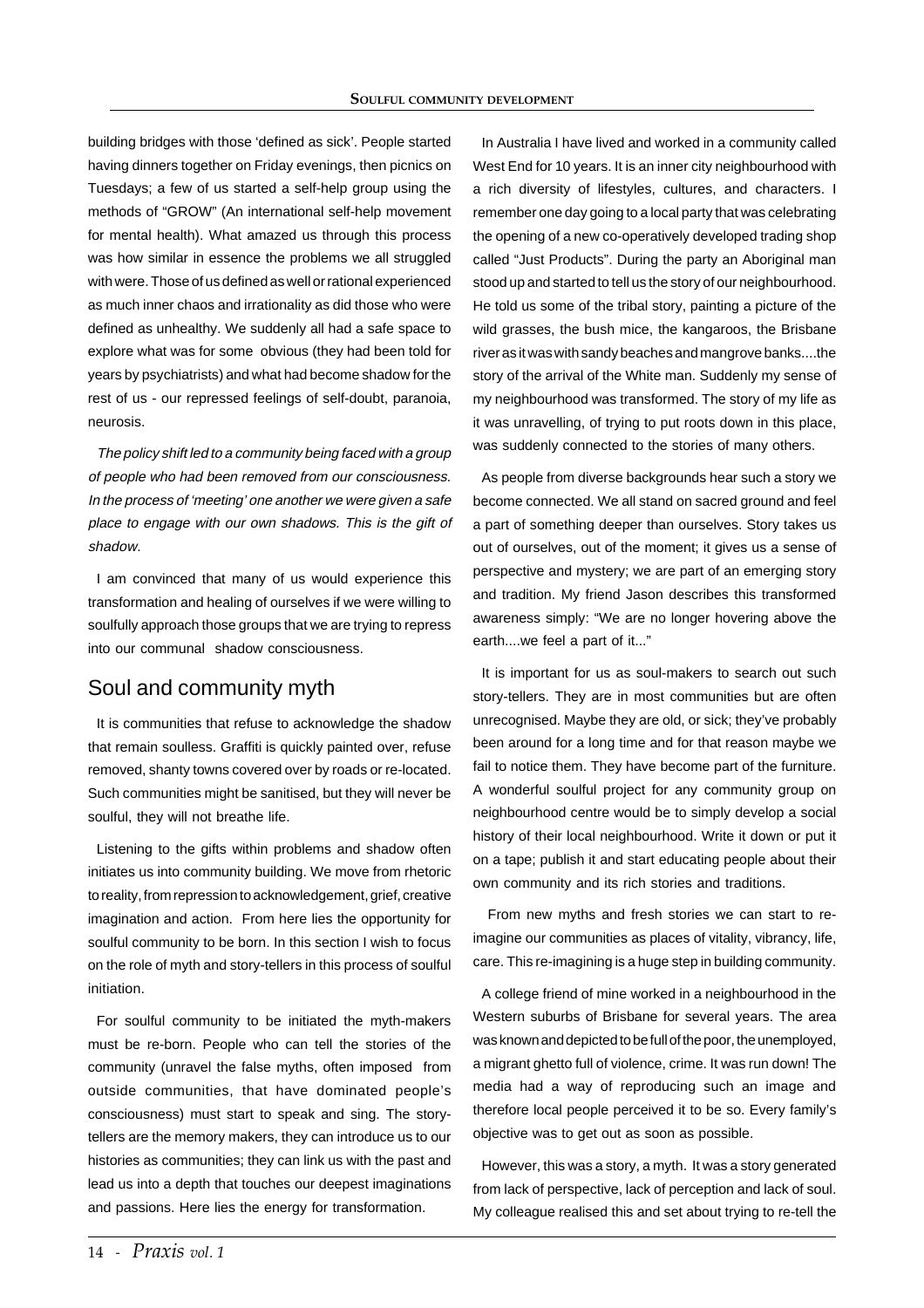building bridges with those 'defined as sick'. People started having dinners together on Friday evenings, then picnics on Tuesdays; a few of us started a self-help group using the methods of "GROW" (An international self-help movement for mental health). What amazed us through this process was how similar in essence the problems we all struggled with were. Those of us defined as well or rational experienced as much inner chaos and irrationality as did those who were defined as unhealthy. We suddenly all had a safe space to explore what was for some obvious (they had been told for years by psychiatrists) and what had become shadow for the rest of us - our repressed feelings of self-doubt, paranoia, neurosis.

*The policy shift led to a community being faced with a group of people who had been removed from our consciousness. In the process of 'meeting' one another we were given a safe place to engage with our own shadows. This is the gift of shadow.*

I am convinced that many of us would experience this transformation and healing of ourselves if we were willing to soulfully approach those groups that we are trying to repress into our communal shadow consciousness.

## Soul and community myth

It is communities that refuse to acknowledge the shadow that remain soulless. Graffiti is quickly painted over, refuse removed, shanty towns covered over by roads or re-located. Such communities might be sanitised, but they will never be soulful, they will not breathe life.

Listening to the gifts within problems and shadow often initiates us into community building. We move from rhetoric to reality, from repression to acknowledgement, grief, creative imagination and action. From here lies the opportunity for soulful community to be born. In this section I wish to focus on the role of myth and story-tellers in this process of soulful initiation.

For soulful community to be initiated the myth-makers must be re-born. People who can tell the stories of the community (unravel the false myths, often imposed from outside communities, that have dominated people's consciousness) must start to speak and sing. The story-tellers are the memory makers, they can introduce us to our histories as communities; they can link us with the past and lead us into a depth that touches our deepest imaginations and passions. Here lies the energy for transformation.

In Australia I have lived and worked in a community called West End for 10 years. It is an inner city neighbourhood with a rich diversity of lifestyles, cultures, and characters. I remember one day going to a local party that was celebrating the opening of a new co-operatively developed trading shop called "Just Products". During the party an Aboriginal man stood up and started to tell us the story of our neighbourhood. He told us some of the tribal story, painting a picture of the wild grasses, the bush mice, the kangaroos, the Brisbane river as it was with sandy beaches and mangrove banks....the story of the arrival of the White man. Suddenly my sense of my neighbourhood was transformed. The story of my life as it was unravelling, of trying to put roots down in this place, was suddenly connected to the stories of many others.

As people from diverse backgrounds hear such a story we become connected. We all stand on sacred ground and feel a part of something deeper than ourselves. Story takes us out of ourselves, out of the moment; it gives us a sense of perspective and mystery; we are part of an emerging story and tradition. My friend Jason describes this transformed awareness simply: "We are no longer hovering above the earth....we feel a part of it..."

It is important for us as soul-makers to search out such story-tellers. They are in most communities but are often unrecognised. Maybe they are old, or sick; they've probably been around for a long time and for that reason maybe we fail to notice them. They have become part of the furniture. A wonderful soulful project for any community group on neighbourhood centre would be to simply develop a social history of their local neighbourhood. Write it down or put it on a tape; publish it and start educating people about their own community and its rich stories and traditions.

From new myths and fresh stories we can start to re-imagine our communities as places of vitality, vibrancy, life, care. This re-imagining is a huge step in building community.

A college friend of mine worked in a neighbourhood in the Western suburbs of Brisbane for several years. The area was known and depicted to be full of the poor, the unemployed, a migrant ghetto full of violence, crime. It was run down! The media had a way of reproducing such an image and therefore local people perceived it to be so. Every family's objective was to get out as soon as possible.

However, this was a story, a myth. It was a story generated from lack of perspective, lack of perception and lack of soul. My colleague realised this and set about trying to re-tell the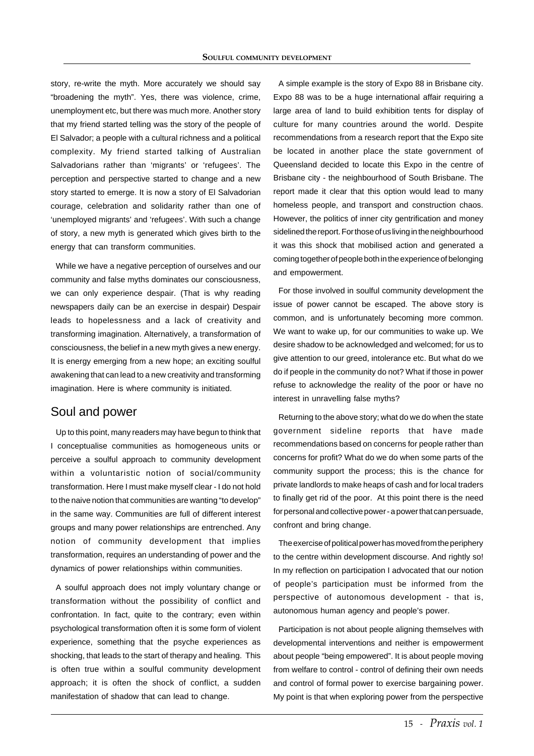story, re-write the myth. More accurately we should say "broadening the myth". Yes, there was violence, crime, unemployment etc, but there was much more. Another story that my friend started telling was the story of the people of El Salvador; a people with a cultural richness and a political complexity. My friend started talking of Australian Salvadorians rather than 'migrants' or 'refugees'. The perception and perspective started to change and a new story started to emerge. It is now a story of El Salvadorian courage, celebration and solidarity rather than one of 'unemployed migrants' and 'refugees'. With such a change of story, a new myth is generated which gives birth to the energy that can transform communities.

While we have a negative perception of ourselves and our community and false myths dominates our consciousness, we can only experience despair. (That is why reading newspapers daily can be an exercise in despair) Despair leads to hopelessness and a lack of creativity and transforming imagination. Alternatively, a transformation of consciousness, the belief in a new myth gives a new energy. It is energy emerging from a new hope; an exciting soulful awakening that can lead to a new creativity and transforming imagination. Here is where community is initiated.

## Soul and power

Up to this point, many readers may have begun to think that I conceptualise communities as homogeneous units or perceive a soulful approach to community development within a voluntaristic notion of social/community transformation. Here I must make myself clear - I do not hold to the naive notion that communities are wanting "to develop" in the same way. Communities are full of different interest groups and many power relationships are entrenched. Any notion of community development that implies transformation, requires an understanding of power and the dynamics of power relationships within communities.

A soulful approach does not imply voluntary change or transformation without the possibility of conflict and confrontation. In fact, quite to the contrary; even within psychological transformation often it is some form of violent experience, something that the psyche experiences as shocking, that leads to the start of therapy and healing. This is often true within a soulful community development approach; it is often the shock of conflict, a sudden manifestation of shadow that can lead to change.

A simple example is the story of Expo 88 in Brisbane city. Expo 88 was to be a huge international affair requiring a large area of land to build exhibition tents for display of culture for many countries around the world. Despite recommendations from a research report that the Expo site be located in another place the state government of Queensland decided to locate this Expo in the centre of Brisbane city - the neighbourhood of South Brisbane. The report made it clear that this option would lead to many homeless people, and transport and construction chaos. However, the politics of inner city gentrification and money sidelined the report. For those of us living in the neighbourhood it was this shock that mobilised action and generated a coming together of people both in the experience of belonging and empowerment.

For those involved in soulful community development the issue of power cannot be escaped. The above story is common, and is unfortunately becoming more common. We want to wake up, for our communities to wake up. We desire shadow to be acknowledged and welcomed; for us to give attention to our greed, intolerance etc. But what do we do if people in the community do not? What if those in power refuse to acknowledge the reality of the poor or have no interest in unravelling false myths?

Returning to the above story; what do we do when the state government sideline reports that have made recommendations based on concerns for people rather than concerns for profit? What do we do when some parts of the community support the process; this is the chance for private landlords to make heaps of cash and for local traders to finally get rid of the poor. At this point there is the need for personal and collective power - a power that can persuade, confront and bring change.

The exercise of political power has moved from the periphery to the centre within development discourse. And rightly so! In my reflection on participation I advocated that our notion of people's participation must be informed from the perspective of autonomous development - that is, autonomous human agency and people's power.

Participation is not about people aligning themselves with developmental interventions and neither is empowerment about people "being empowered". It is about people moving from welfare to control - control of defining their own needs and control of formal power to exercise bargaining power. My point is that when exploring power from the perspective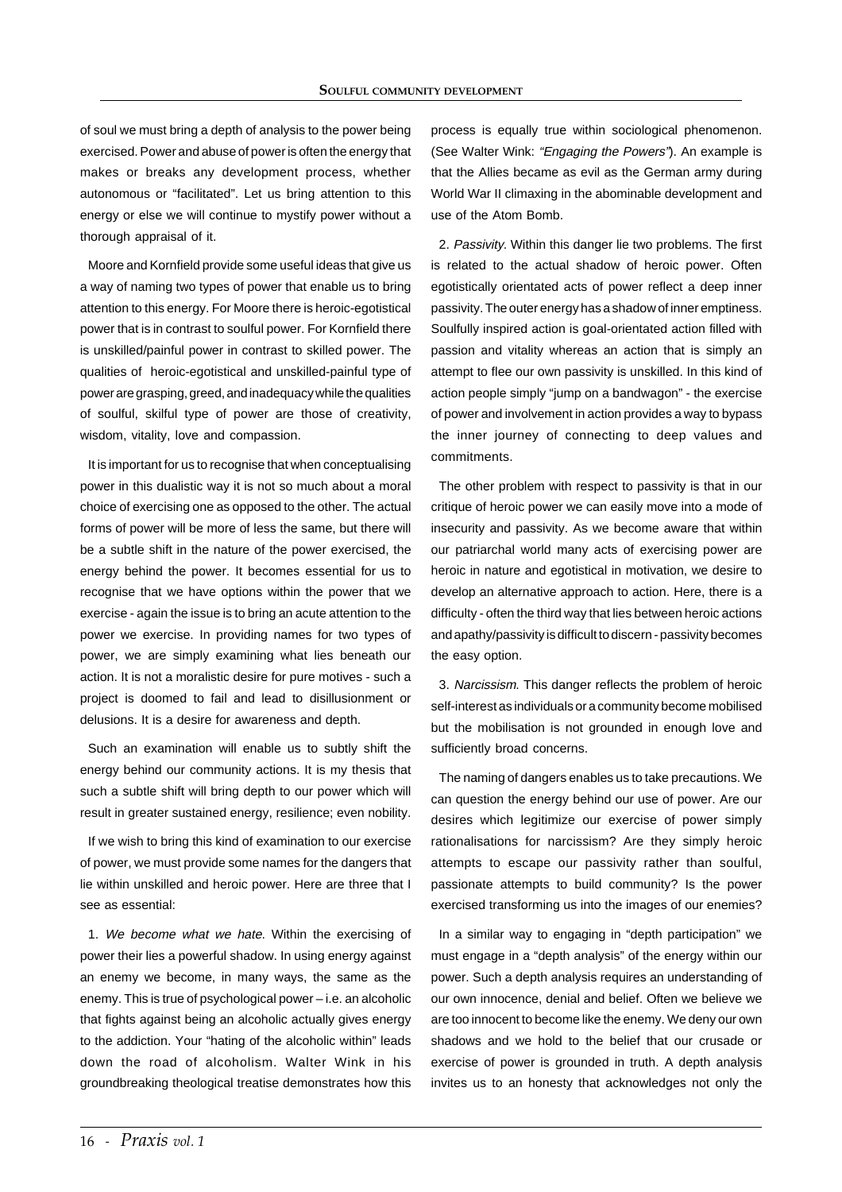of soul we must bring a depth of analysis to the power being exercised. Power and abuse of power is often the energy that makes or breaks any development process, whether autonomous or "facilitated". Let us bring attention to this energy or else we will continue to mystify power without a thorough appraisal of it.

Moore and Kornfield provide some useful ideas that give us a way of naming two types of power that enable us to bring attention to this energy. For Moore there is heroic-egotistical power that is in contrast to soulful power. For Kornfield there is unskilled/painful power in contrast to skilled power. The qualities of heroic-egotistical and unskilled-painful type of power are grasping, greed, and inadequacy while the qualities of soulful, skilful type of power are those of creativity, wisdom, vitality, love and compassion.

It is important for us to recognise that when conceptualising power in this dualistic way it is not so much about a moral choice of exercising one as opposed to the other. The actual forms of power will be more of less the same, but there will be a subtle shift in the nature of the power exercised, the energy behind the power. It becomes essential for us to recognise that we have options within the power that we exercise - again the issue is to bring an acute attention to the power we exercise. In providing names for two types of power, we are simply examining what lies beneath our action. It is not a moralistic desire for pure motives - such a project is doomed to fail and lead to disillusionment or delusions. It is a desire for awareness and depth.

Such an examination will enable us to subtly shift the energy behind our community actions. It is my thesis that such a subtle shift will bring depth to our power which will result in greater sustained energy, resilience; even nobility.

If we wish to bring this kind of examination to our exercise of power, we must provide some names for the dangers that lie within unskilled and heroic power. Here are three that I see as essential:

1. *We become what we hate.* Within the exercising of power their lies a powerful shadow. In using energy against an enemy we become, in many ways, the same as the enemy. This is true of psychological power – i.e. an alcoholic that fights against being an alcoholic actually gives energy to the addiction. Your "hating of the alcoholic within" leads down the road of alcoholism. Walter Wink in his groundbreaking theological treatise demonstrates how this process is equally true within sociological phenomenon. (See Walter Wink: *"Engaging the Powers"*). An example is that the Allies became as evil as the German army during World War II climaxing in the abominable development and use of the Atom Bomb.

2. *Passivity.* Within this danger lie two problems. The first is related to the actual shadow of heroic power. Often egotistically orientated acts of power reflect a deep inner passivity. The outer energy has a shadow of inner emptiness. Soulfully inspired action is goal-orientated action filled with passion and vitality whereas an action that is simply an attempt to flee our own passivity is unskilled. In this kind of action people simply "jump on a bandwagon" - the exercise of power and involvement in action provides a way to bypass the inner journey of connecting to deep values and commitments.

The other problem with respect to passivity is that in our critique of heroic power we can easily move into a mode of insecurity and passivity. As we become aware that within our patriarchal world many acts of exercising power are heroic in nature and egotistical in motivation, we desire to develop an alternative approach to action. Here, there is a difficulty - often the third way that lies between heroic actions and apathy/passivity is difficult to discern - passivity becomes the easy option.

3. *Narcissism.* This danger reflects the problem of heroic self-interest as individuals or a community become mobilised but the mobilisation is not grounded in enough love and sufficiently broad concerns.

The naming of dangers enables us to take precautions. We can question the energy behind our use of power. Are our desires which legitimize our exercise of power simply rationalisations for narcissism? Are they simply heroic attempts to escape our passivity rather than soulful, passionate attempts to build community? Is the power exercised transforming us into the images of our enemies?

In a similar way to engaging in "depth participation" we must engage in a "depth analysis" of the energy within our power. Such a depth analysis requires an understanding of our own innocence, denial and belief. Often we believe we are too innocent to become like the enemy. We deny our own shadows and we hold to the belief that our crusade or exercise of power is grounded in truth. A depth analysis invites us to an honesty that acknowledges not only the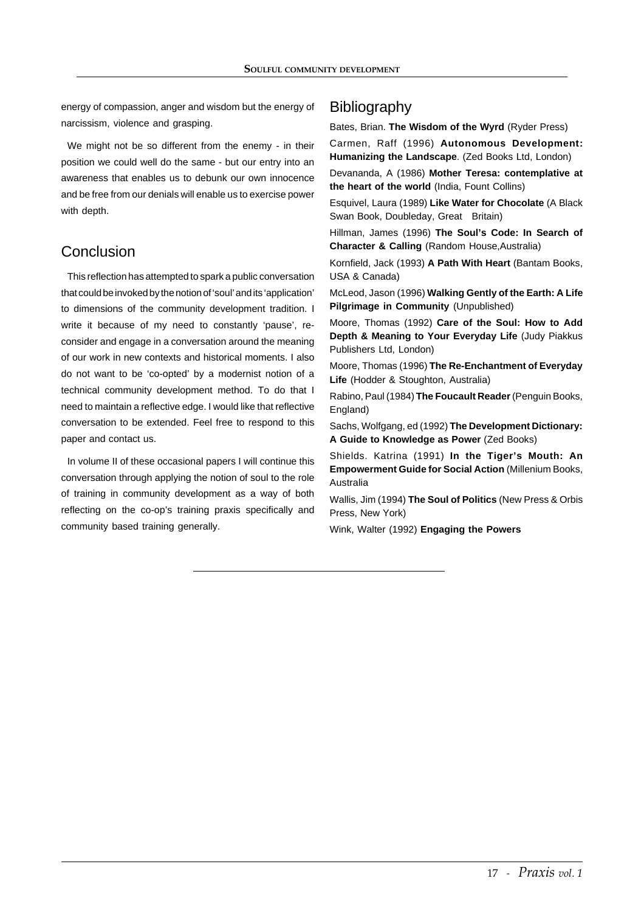energy of compassion, anger and wisdom but the energy of narcissism, violence and grasping.

We might not be so different from the enemy - in their position we could well do the same - but our entry into an awareness that enables us to debunk our own innocence and be free from our denials will enable us to exercise power with depth.

## Conclusion

This reflection has attempted to spark a public conversation that could be invoked by the notion of 'soul' and its 'application' to dimensions of the community development tradition. I write it because of my need to constantly 'pause', re-consider and engage in a conversation around the meaning of our work in new contexts and historical moments. I also do not want to be 'co-opted' by a modernist notion of a technical community development method. To do that I need to maintain a reflective edge. I would like that reflective conversation to be extended. Feel free to respond to this paper and contact us.

In volume II of these occasional papers I will continue this conversation through applying the notion of soul to the role of training in community development as a way of both reflecting on the co-op's training praxis specifically and community based training generally.

## Bibliography

Bates, Brian. **The Wisdom of the Wyrd** (Ryder Press)

Carmen, Raff (1996) **Autonomous Development: Humanizing the Landscape**. (Zed Books Ltd, London)

Devananda, A (1986) **Mother Teresa: contemplative at the heart of the world** (India, Fount Collins)

Esquivel, Laura (1989) **Like Water for Chocolate** (A Black Swan Book, Doubleday, Great Britain)

Hillman, James (1996) **The Soul's Code: In Search of Character & Calling** (Random House,Australia)

Kornfield, Jack (1993) **A Path With Heart** (Bantam Books, USA & Canada)

McLeod, Jason (1996) **Walking Gently of the Earth: A Life Pilgrimage in Community** (Unpublished)

Moore, Thomas (1992) **Care of the Soul: How to Add Depth & Meaning to Your Everyday Life** (Judy Piakkus Publishers Ltd, London)

Moore, Thomas (1996) **The Re-Enchantment of Everyday Life** (Hodder & Stoughton, Australia)

Rabino, Paul (1984) **The Foucault Reader** (Penguin Books, England)

Sachs, Wolfgang, ed (1992) **The Development Dictionary: A Guide to Knowledge as Power** (Zed Books)

Shields. Katrina (1991) **In the Tiger's Mouth: An Empowerment Guide for Social Action** (Millenium Books, Australia

Wallis, Jim (1994) **The Soul of Politics** (New Press & Orbis Press, New York)

Wink, Walter (1992) **Engaging the Powers**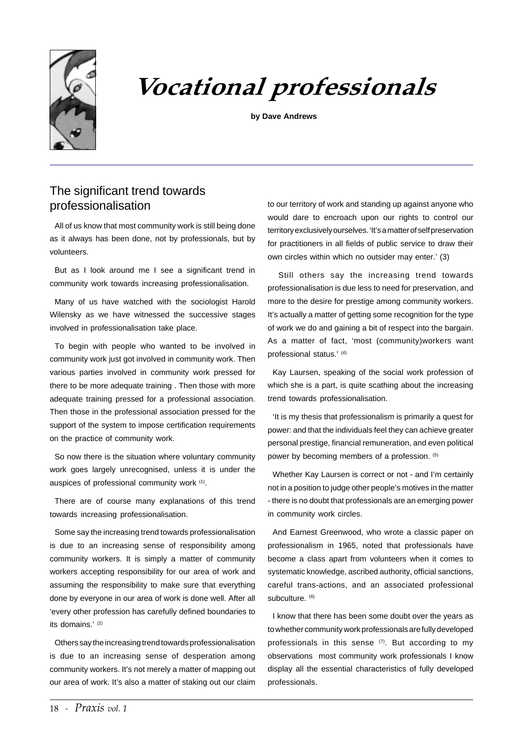# Vocational professionals

**by Dave Andrews**

## The significant trend towards professionalisation

All of us know that most community work is still being done as it always has been done, not by professionals, but by volunteers.

But as I look around me I see a significant trend in community work towards increasing professionalisation.

Many of us have watched with the sociologist Harold Wilensky as we have witnessed the successive stages involved in professionalisation take place.

To begin with people who wanted to be involved in community work just got involved in community work. Then various parties involved in community work pressed for there to be more adequate training . Then those with more adequate training pressed for a professional association. Then those in the professional association pressed for the support of the system to impose certification requirements on the practice of community work.

So now there is the situation where voluntary community work goes largely unrecognised, unless it is under the auspices of professional community work [1].

There are of course many explanations of this trend towards increasing professionalisation.

Some say the increasing trend towards professionalisation is due to an increasing sense of responsibility among community workers. It is simply a matter of community workers accepting responsibility for our area of work and assuming the responsibility to make sure that everything done by everyone in our area of work is done well. After all 'every other profession has carefully defined boundaries to its domains.' [2]

Others say the increasing trend towards professionalisation is due to an increasing sense of desperation among community workers. It's not merely a matter of mapping out our area of work. It's also a matter of staking out our claim to our territory of work and standing up against anyone who would dare to encroach upon our rights to control our territory exclusively ourselves. 'It's a matter of self preservation for practitioners in all fields of public service to draw their own circles within which no outsider may enter.' (3)

Still others say the increasing trend towards professionalisation is due less to need for preservation, and more to the desire for prestige among community workers. It's actually a matter of getting some recognition for the type of work we do and gaining a bit of respect into the bargain. As a matter of fact, 'most (community)workers want professional status.' [4]

Kay Laursen, speaking of the social work profession of which she is a part, is quite scathing about the increasing trend towards professionalisation.

'It is my thesis that professionalism is primarily a quest for power: and that the individuals feel they can achieve greater personal prestige, financial remuneration, and even political power by becoming members of a profession. [5]

Whether Kay Laursen is correct or not - and I'm certainly not in a position to judge other people's motives in the matter - there is no doubt that professionals are an emerging power in community work circles.

And Earnest Greenwood, who wrote a classic paper on professionalism in 1965, noted that professionals have become a class apart from volunteers when it comes to systematic knowledge, ascribed authority, official sanctions, careful trans-actions, and an associated professional subculture. [6]

I know that there has been some doubt over the years as to whether community work professionals are fully developed professionals in this sense [7]. But according to my observations most community work professionals I know display all the essential characteristics of fully developed professionals.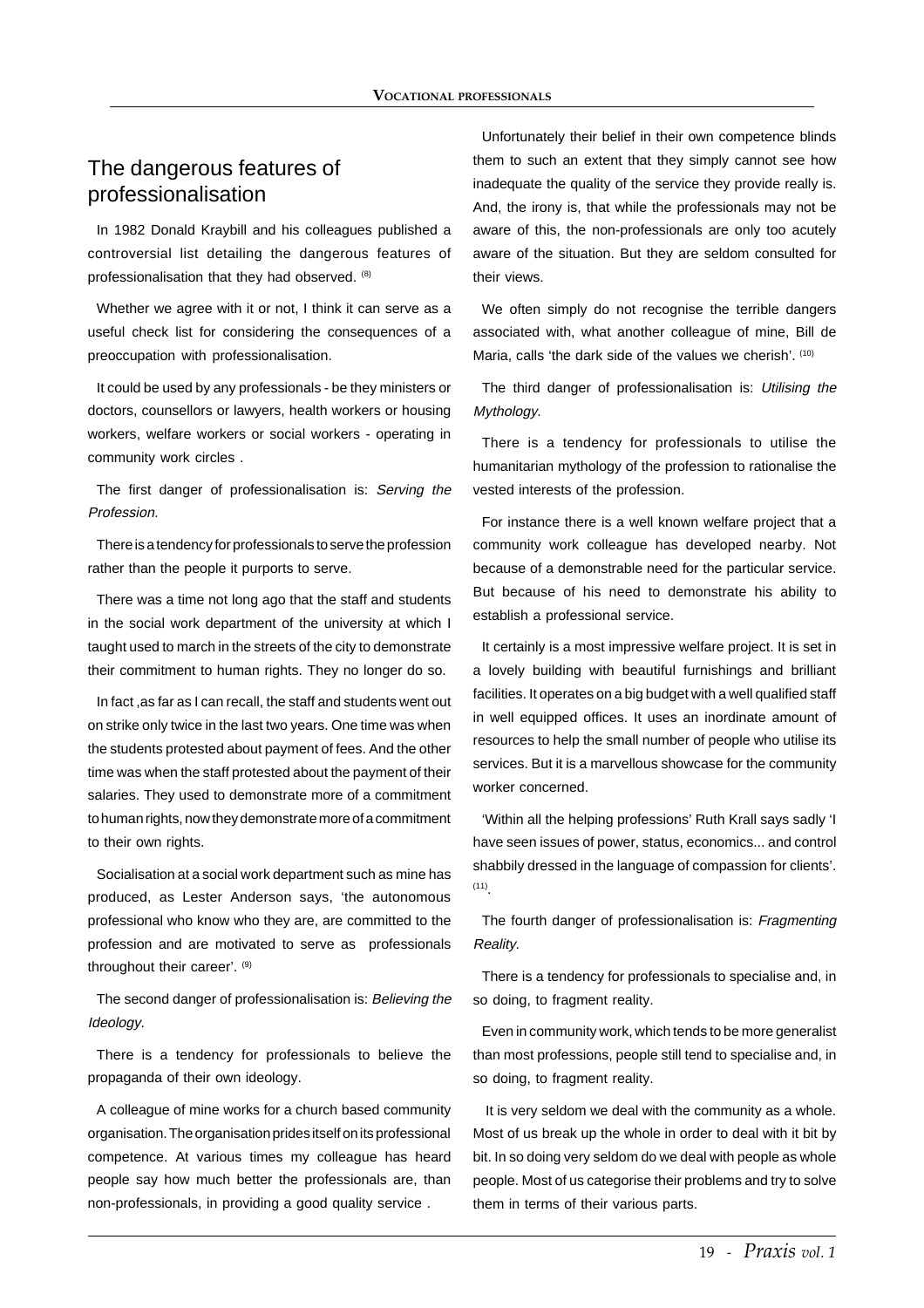## The dangerous features of professionalisation

In 1982 Donald Kraybill and his colleagues published a controversial list detailing the dangerous features of professionalisation that they had observed. [8]

Whether we agree with it or not, I think it can serve as a useful check list for considering the consequences of a preoccupation with professionalisation.

It could be used by any professionals - be they ministers or doctors, counsellors or lawyers, health workers or housing workers, welfare workers or social workers - operating in community work circles .

The first danger of professionalisation is: *Serving the Profession.*

There is a tendency for professionals to serve the profession rather than the people it purports to serve.

There was a time not long ago that the staff and students in the social work department of the university at which I taught used to march in the streets of the city to demonstrate their commitment to human rights. They no longer do so.

In fact ,as far as I can recall, the staff and students went out on strike only twice in the last two years. One time was when the students protested about payment of fees. And the other time was when the staff protested about the payment of their salaries. They used to demonstrate more of a commitment to human rights, now they demonstrate more of a commitment to their own rights.

Socialisation at a social work department such as mine has produced, as Lester Anderson says, 'the autonomous professional who know who they are, are committed to the profession and are motivated to serve as professionals throughout their career'. [9]

The second danger of professionalisation is: *Believing the Ideology.*

There is a tendency for professionals to believe the propaganda of their own ideology.

A colleague of mine works for a church based community organisation. The organisation prides itself on its professional competence. At various times my colleague has heard people say how much better the professionals are, than non-professionals, in providing a good quality service .

Unfortunately their belief in their own competence blinds them to such an extent that they simply cannot see how inadequate the quality of the service they provide really is. And, the irony is, that while the professionals may not be aware of this, the non-professionals are only too acutely aware of the situation. But they are seldom consulted for their views.

We often simply do not recognise the terrible dangers associated with, what another colleague of mine, Bill de Maria, calls 'the dark side of the values we cherish'. [10]

The third danger of professionalisation is: *Utilising the Mythology.*

There is a tendency for professionals to utilise the humanitarian mythology of the profession to rationalise the vested interests of the profession.

For instance there is a well known welfare project that a community work colleague has developed nearby. Not because of a demonstrable need for the particular service. But because of his need to demonstrate his ability to establish a professional service.

It certainly is a most impressive welfare project. It is set in a lovely building with beautiful furnishings and brilliant facilities. It operates on a big budget with a well qualified staff in well equipped offices. It uses an inordinate amount of resources to help the small number of people who utilise its services. But it is a marvellous showcase for the community worker concerned.

'Within all the helping professions' Ruth Krall says sadly 'I have seen issues of power, status, economics... and control shabbily dressed in the language of compassion for clients'. [11].

The fourth danger of professionalisation is: *Fragmenting Reality.*

There is a tendency for professionals to specialise and, in so doing, to fragment reality.

Even in community work, which tends to be more generalist than most professions, people still tend to specialise and, in so doing, to fragment reality.

It is very seldom we deal with the community as a whole. Most of us break up the whole in order to deal with it bit by bit. In so doing very seldom do we deal with people as whole people. Most of us categorise their problems and try to solve them in terms of their various parts.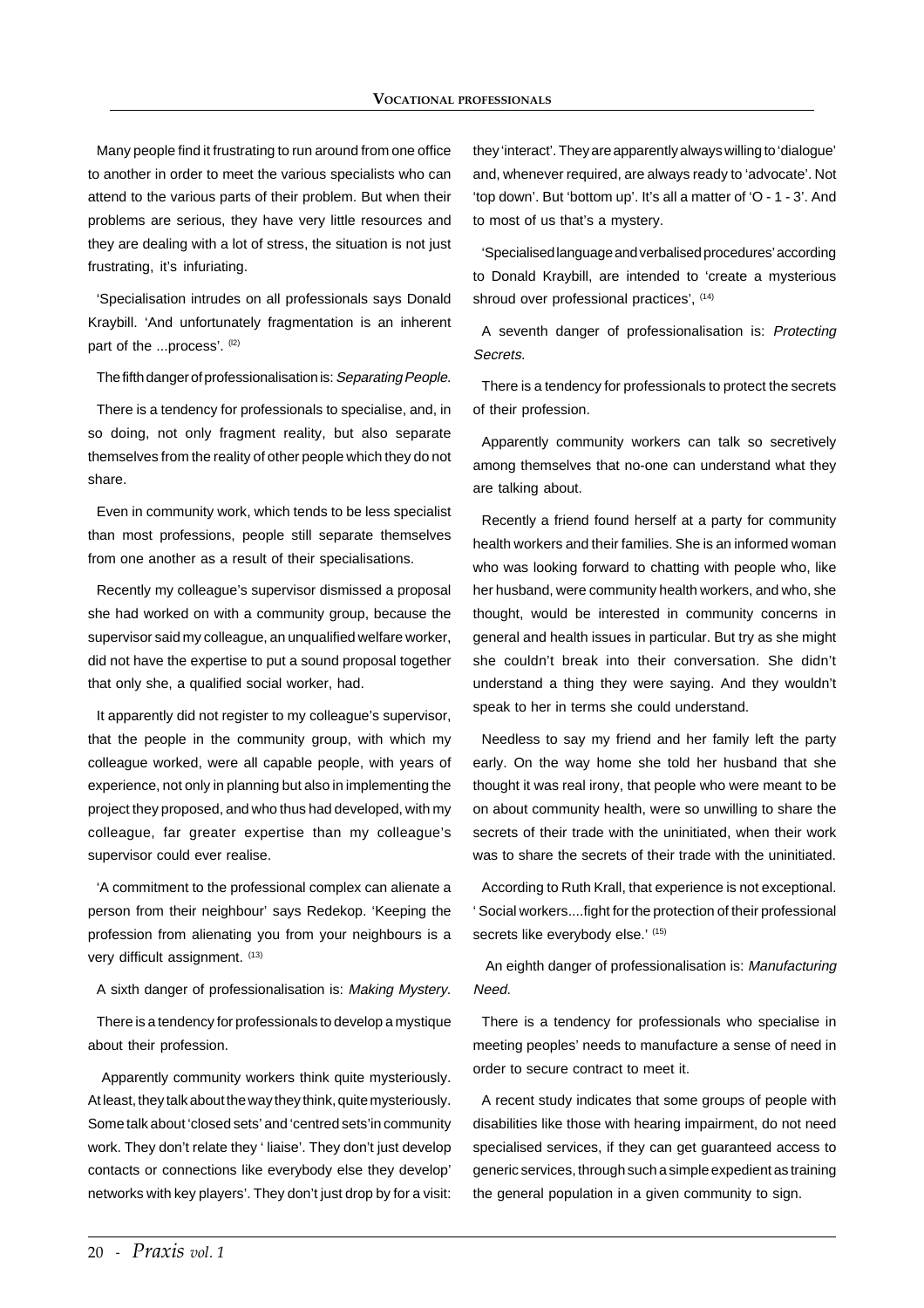Many people find it frustrating to run around from one office to another in order to meet the various specialists who can attend to the various parts of their problem. But when their problems are serious, they have very little resources and they are dealing with a lot of stress, the situation is not just frustrating, it's infuriating.

'Specialisation intrudes on all professionals says Donald Kraybill. 'And unfortunately fragmentation is an inherent part of the ...process'. [12]

The fifth danger of professionalisation is: *Separating People.*

There is a tendency for professionals to specialise, and, in so doing, not only fragment reality, but also separate themselves from the reality of other people which they do not share.

Even in community work, which tends to be less specialist than most professions, people still separate themselves from one another as a result of their specialisations.

Recently my colleague's supervisor dismissed a proposal she had worked on with a community group, because the supervisor said my colleague, an unqualified welfare worker, did not have the expertise to put a sound proposal together that only she, a qualified social worker, had.

It apparently did not register to my colleague's supervisor, that the people in the community group, with which my colleague worked, were all capable people, with years of experience, not only in planning but also in implementing the project they proposed, and who thus had developed, with my colleague, far greater expertise than my colleague's supervisor could ever realise.

'A commitment to the professional complex can alienate a person from their neighbour' says Redekop. 'Keeping the profession from alienating you from your neighbours is a very difficult assignment. [13]

A sixth danger of professionalisation is: *Making Mystery.*

There is a tendency for professionals to develop a mystique about their profession.

Apparently community workers think quite mysteriously. At least, they talk about the way they think, quite mysteriously. Some talk about 'closed sets' and 'centred sets'in community work. They don't relate they ' liaise'. They don't just develop contacts or connections like everybody else they develop' networks with key players'. They don't just drop by for a visit: they 'interact'. They are apparently always willing to 'dialogue' and, whenever required, are always ready to 'advocate'. Not 'top down'. But 'bottom up'. It's all a matter of 'O - 1 - 3'. And to most of us that's a mystery.

'Specialised language and verbalised procedures' according to Donald Kraybill, are intended to 'create a mysterious shroud over professional practices', [14]

A seventh danger of professionalisation is: *Protecting Secrets.*

There is a tendency for professionals to protect the secrets of their profession.

Apparently community workers can talk so secretively among themselves that no-one can understand what they are talking about.

Recently a friend found herself at a party for community health workers and their families. She is an informed woman who was looking forward to chatting with people who, like her husband, were community health workers, and who, she thought, would be interested in community concerns in general and health issues in particular. But try as she might she couldn't break into their conversation. She didn't understand a thing they were saying. And they wouldn't speak to her in terms she could understand.

Needless to say my friend and her family left the party early. On the way home she told her husband that she thought it was real irony, that people who were meant to be on about community health, were so unwilling to share the secrets of their trade with the uninitiated, when their work was to share the secrets of their trade with the uninitiated.

According to Ruth Krall, that experience is not exceptional. ' Social workers....fight for the protection of their professional secrets like everybody else.' [15]

An eighth danger of professionalisation is: *Manufacturing Need.*

There is a tendency for professionals who specialise in meeting peoples' needs to manufacture a sense of need in order to secure contract to meet it.

A recent study indicates that some groups of people with disabilities like those with hearing impairment, do not need specialised services, if they can get guaranteed access to generic services, through such a simple expedient as training the general population in a given community to sign.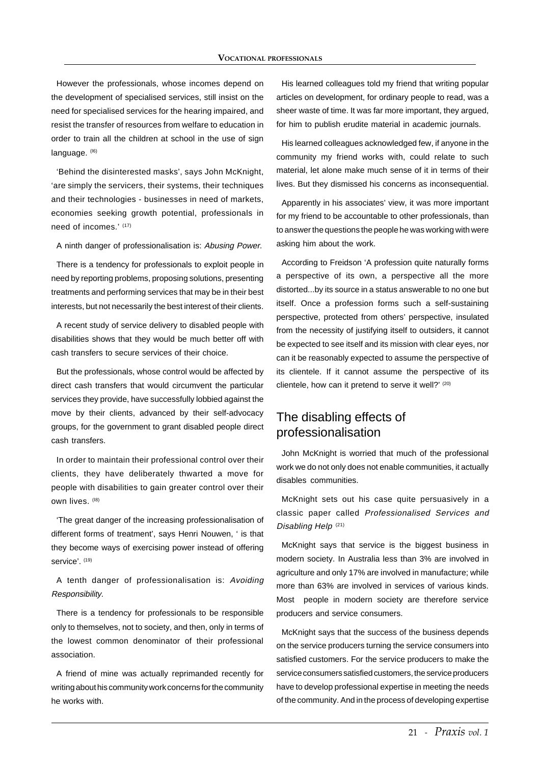However the professionals, whose incomes depend on the development of specialised services, still insist on the need for specialised services for the hearing impaired, and resist the transfer of resources from welfare to education in order to train all the children at school in the use of sign language. [16]

'Behind the disinterested masks', says John McKnight, 'are simply the servicers, their systems, their techniques and their technologies - businesses in need of markets, economies seeking growth potential, professionals in need of incomes.' [17]

A ninth danger of professionalisation is: *Abusing Power.*

There is a tendency for professionals to exploit people in need by reporting problems, proposing solutions, presenting treatments and performing services that may be in their best interests, but not necessarily the best interest of their clients.

A recent study of service delivery to disabled people with disabilities shows that they would be much better off with cash transfers to secure services of their choice.

But the professionals, whose control would be affected by direct cash transfers that would circumvent the particular services they provide, have successfully lobbied against the move by their clients, advanced by their self-advocacy groups, for the government to grant disabled people direct cash transfers.

In order to maintain their professional control over their clients, they have deliberately thwarted a move for people with disabilities to gain greater control over their own lives. [18]

'The great danger of the increasing professionalisation of different forms of treatment', says Henri Nouwen, ' is that they become ways of exercising power instead of offering service'. [19]

A tenth danger of professionalisation is: *Avoiding Responsibility.*

There is a tendency for professionals to be responsible only to themselves, not to society, and then, only in terms of the lowest common denominator of their professional association.

A friend of mine was actually reprimanded recently for writing about his community work concerns for the community he works with.

His learned colleagues told my friend that writing popular articles on development, for ordinary people to read, was a sheer waste of time. It was far more important, they argued, for him to publish erudite material in academic journals.

His learned colleagues acknowledged few, if anyone in the community my friend works with, could relate to such material, let alone make much sense of it in terms of their lives. But they dismissed his concerns as inconsequential.

Apparently in his associates' view, it was more important for my friend to be accountable to other professionals, than to answer the questions the people he was working with were asking him about the work.

According to Freidson 'A profession quite naturally forms a perspective of its own, a perspective all the more distorted...by its source in a status answerable to no one but itself. Once a profession forms such a self-sustaining perspective, protected from others' perspective, insulated from the necessity of justifying itself to outsiders, it cannot be expected to see itself and its mission with clear eyes, nor can it be reasonably expected to assume the perspective of its clientele. If it cannot assume the perspective of its clientele, how can it pretend to serve it well?' [20]

## The disabling effects of professionalisation

John McKnight is worried that much of the professional work we do not only does not enable communities, it actually disables communities.

McKnight sets out his case quite persuasively in a classic paper called *Professionalised Services and Disabling Help* [21]

McKnight says that service is the biggest business in modern society. In Australia less than 3% are involved in agriculture and only 17% are involved in manufacture; while more than 63% are involved in services of various kinds. Most people in modern society are therefore service producers and service consumers.

McKnight says that the success of the business depends on the service producers turning the service consumers into satisfied customers. For the service producers to make the service consumers satisfied customers, the service producers have to develop professional expertise in meeting the needs of the community. And in the process of developing expertise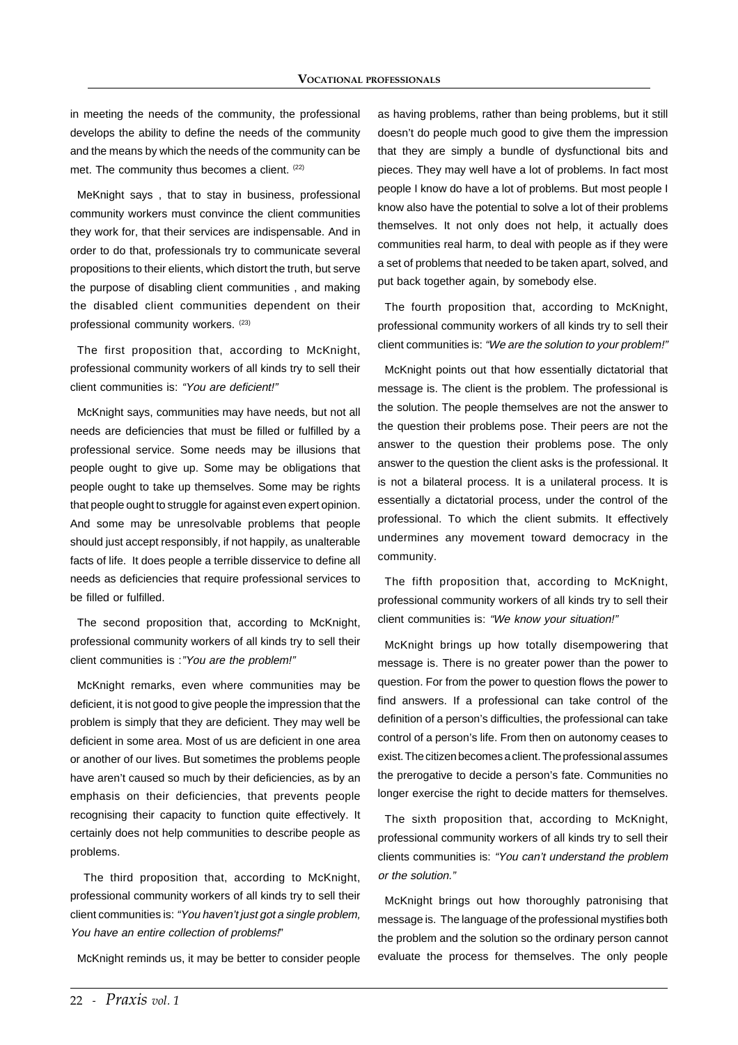in meeting the needs of the community, the professional develops the ability to define the needs of the community and the means by which the needs of the community can be met. The community thus becomes a client. [22]

MeKnight says , that to stay in business, professional community workers must convince the client communities they work for, that their services are indispensable. And in order to do that, professionals try to communicate several propositions to their elients, which distort the truth, but serve the purpose of disabling client communities , and making the disabled client communities dependent on their professional community workers. [23]

The first proposition that, according to McKnight, professional community workers of all kinds try to sell their client communities is: *"You are deficient!"*

McKnight says, communities may have needs, but not all needs are deficiencies that must be filled or fulfilled by a professional service. Some needs may be illusions that people ought to give up. Some may be obligations that people ought to take up themselves. Some may be rights that people ought to struggle for against even expert opinion. And some may be unresolvable problems that people should just accept responsibly, if not happily, as unalterable facts of life. It does people a terrible disservice to define all needs as deficiencies that require professional services to be filled or fulfilled.

The second proposition that, according to McKnight, professional community workers of all kinds try to sell their client communities is :*"You are the problem!"*

McKnight remarks, even where communities may be deficient, it is not good to give people the impression that the problem is simply that they are deficient. They may well be deficient in some area. Most of us are deficient in one area or another of our lives. But sometimes the problems people have aren't caused so much by their deficiencies, as by an emphasis on their deficiencies, that prevents people recognising their capacity to function quite effectively. It certainly does not help communities to describe people as problems.

The third proposition that, according to McKnight, professional community workers of all kinds try to sell their client communities is: *"You haven't just got a single problem, You have an entire collection of problems!"*

McKnight reminds us, it may be better to consider people as having problems, rather than being problems, but it still doesn't do people much good to give them the impression that they are simply a bundle of dysfunctional bits and pieces. They may well have a lot of problems. In fact most people I know do have a lot of problems. But most people I know also have the potential to solve a lot of their problems themselves. It not only does not help, it actually does communities real harm, to deal with people as if they were a set of problems that needed to be taken apart, solved, and put back together again, by somebody else.

The fourth proposition that, according to McKnight, professional community workers of all kinds try to sell their client communities is: *"We are the solution to your problem!"*

McKnight points out that how essentially dictatorial that message is. The client is the problem. The professional is the solution. The people themselves are not the answer to the question their problems pose. Their peers are not the answer to the question their problems pose. The only answer to the question the client asks is the professional. It is not a bilateral process. It is a unilateral process. It is essentially a dictatorial process, under the control of the professional. To which the client submits. It effectively undermines any movement toward democracy in the community.

The fifth proposition that, according to McKnight, professional community workers of all kinds try to sell their client communities is: *"We know your situation!"*

McKnight brings up how totally disempowering that message is. There is no greater power than the power to question. For from the power to question flows the power to find answers. If a professional can take control of the definition of a person's difficulties, the professional can take control of a person's life. From then on autonomy ceases to exist. The citizen becomes a client. The professional assumes the prerogative to decide a person's fate. Communities no longer exercise the right to decide matters for themselves.

The sixth proposition that, according to McKnight, professional community workers of all kinds try to sell their clients communities is: *"You can't understand the problem or the solution."*

McKnight brings out how thoroughly patronising that message is. The language of the professional mystifies both the problem and the solution so the ordinary person cannot evaluate the process for themselves. The only people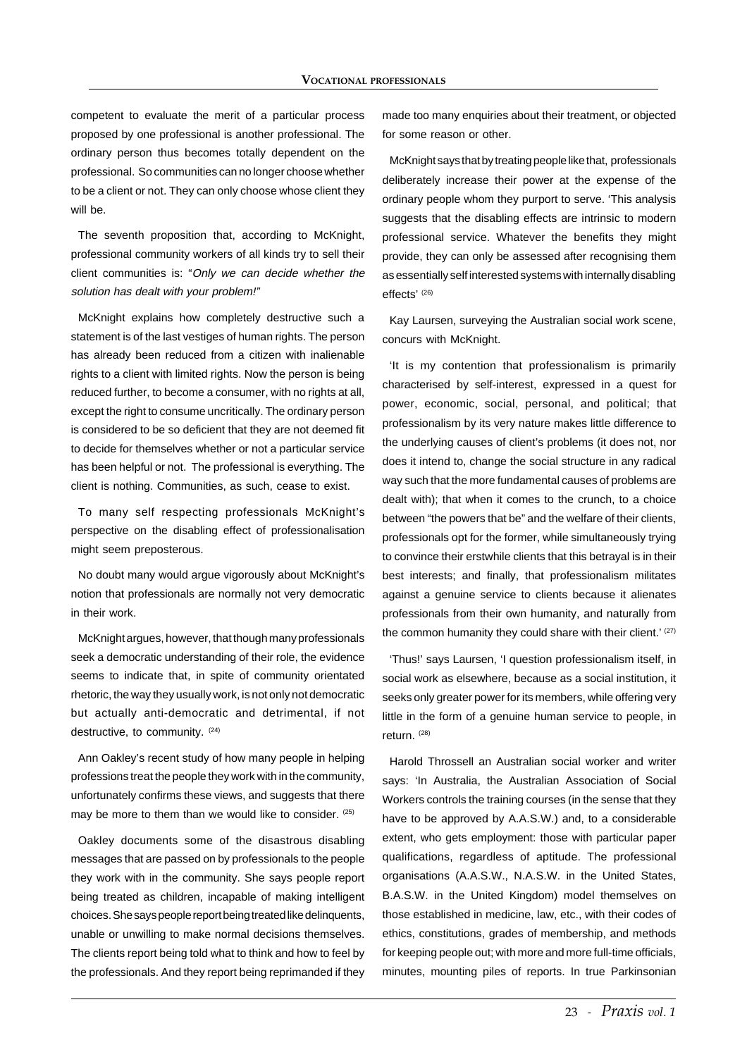competent to evaluate the merit of a particular process proposed by one professional is another professional. The ordinary person thus becomes totally dependent on the professional. So communities can no longer choose whether to be a client or not. They can only choose whose client they will be.

The seventh proposition that, according to McKnight, professional community workers of all kinds try to sell their client communities is: "*Only we can decide whether the solution has dealt with your problem!*"

McKnight explains how completely destructive such a statement is of the last vestiges of human rights. The person has already been reduced from a citizen with inalienable rights to a client with limited rights. Now the person is being reduced further, to become a consumer, with no rights at all, except the right to consume uncritically. The ordinary person is considered to be so deficient that they are not deemed fit to decide for themselves whether or not a particular service has been helpful or not. The professional is everything. The client is nothing. Communities, as such, cease to exist.

To many self respecting professionals McKnight's perspective on the disabling effect of professionalisation might seem preposterous.

No doubt many would argue vigorously about McKnight's notion that professionals are normally not very democratic in their work.

McKnight argues, however, that though many professionals seek a democratic understanding of their role, the evidence seems to indicate that, in spite of community orientated rhetoric, the way they usually work, is not only not democratic but actually anti-democratic and detrimental, if not destructive, to community. [24]

Ann Oakley's recent study of how many people in helping professions treat the people they work with in the community, unfortunately confirms these views, and suggests that there may be more to them than we would like to consider. [25]

Oakley documents some of the disastrous disabling messages that are passed on by professionals to the people they work with in the community. She says people report being treated as children, incapable of making intelligent choices. She says people report being treated like delinquents, unable or unwilling to make normal decisions themselves. The clients report being told what to think and how to feel by the professionals. And they report being reprimanded if they made too many enquiries about their treatment, or objected for some reason or other.

McKnight says that by treating people like that, professionals deliberately increase their power at the expense of the ordinary people whom they purport to serve. 'This analysis suggests that the disabling effects are intrinsic to modern professional service. Whatever the benefits they might provide, they can only be assessed after recognising them as essentially self interested systems with internally disabling effects' [26]

Kay Laursen, surveying the Australian social work scene, concurs with McKnight.

'It is my contention that professionalism is primarily characterised by self-interest, expressed in a quest for power, economic, social, personal, and political; that professionalism by its very nature makes little difference to the underlying causes of client's problems (it does not, nor does it intend to, change the social structure in any radical way such that the more fundamental causes of problems are dealt with); that when it comes to the crunch, to a choice between "the powers that be" and the welfare of their clients, professionals opt for the former, while simultaneously trying to convince their erstwhile clients that this betrayal is in their best interests; and finally, that professionalism militates against a genuine service to clients because it alienates professionals from their own humanity, and naturally from the common humanity they could share with their client.' [27]

'Thus!' says Laursen, 'I question professionalism itself, in social work as elsewhere, because as a social institution, it seeks only greater power for its members, while offering very little in the form of a genuine human service to people, in return. [28]

Harold Throssell an Australian social worker and writer says: 'In Australia, the Australian Association of Social Workers controls the training courses (in the sense that they have to be approved by A.A.S.W.) and, to a considerable extent, who gets employment: those with particular paper qualifications, regardless of aptitude. The professional organisations (A.A.S.W., N.A.S.W. in the United States, B.A.S.W. in the United Kingdom) model themselves on those established in medicine, law, etc., with their codes of ethics, constitutions, grades of membership, and methods for keeping people out; with more and more full-time officials, minutes, mounting piles of reports. In true Parkinsonian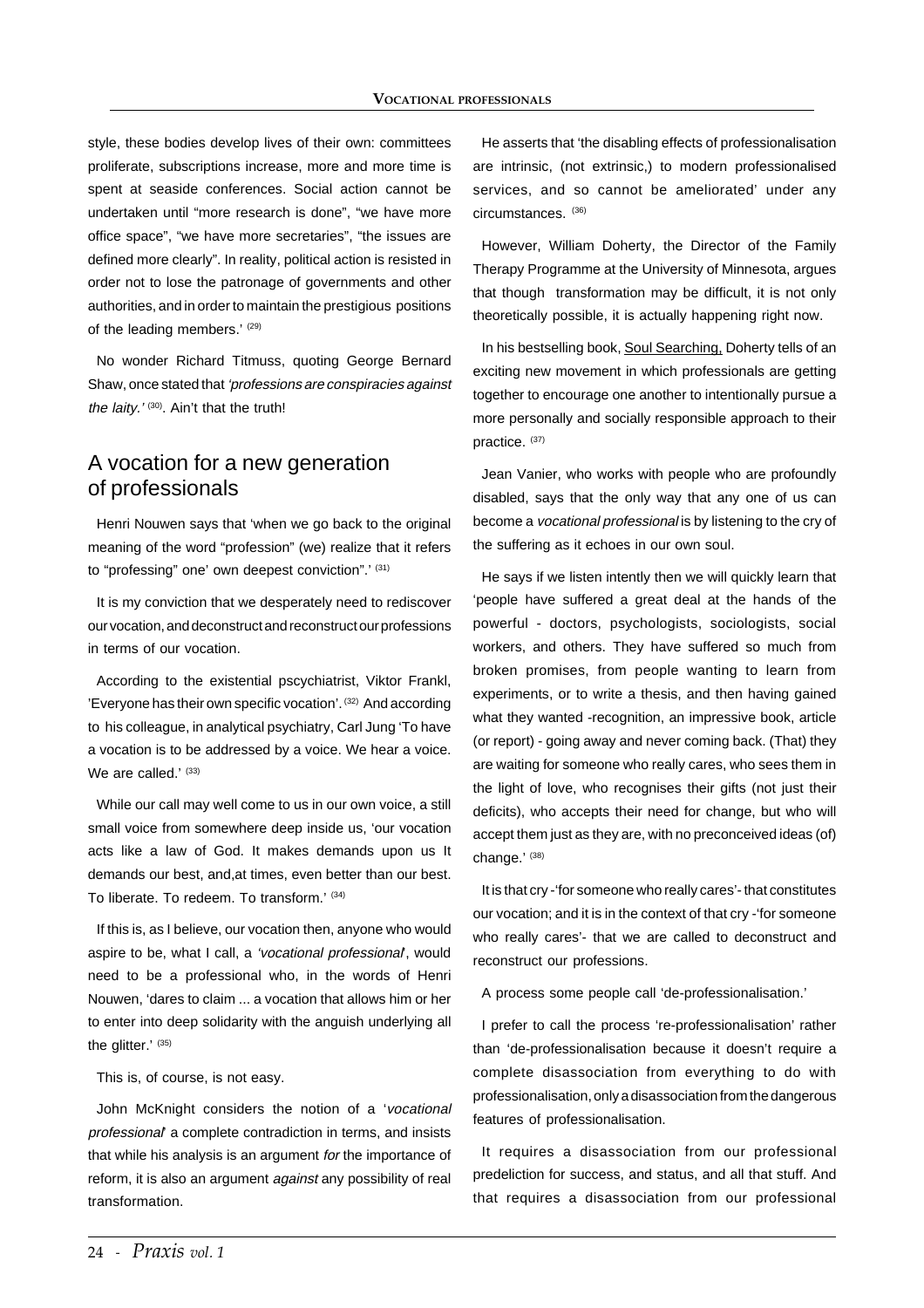style, these bodies develop lives of their own: committees proliferate, subscriptions increase, more and more time is spent at seaside conferences. Social action cannot be undertaken until "more research is done", "we have more office space", "we have more secretaries", "the issues are defined more clearly". In reality, political action is resisted in order not to lose the patronage of governments and other authorities, and in order to maintain the prestigious positions of the leading members.' [29]

No wonder Richard Titmuss, quoting George Bernard Shaw, once stated that *'professions are conspiracies against the laity.'* [30]. Ain't that the truth!

## A vocation for a new generation of professionals

Henri Nouwen says that 'when we go back to the original meaning of the word "profession" (we) realize that it refers to "professing" one' own deepest conviction".' [31]

It is my conviction that we desperately need to rediscover our vocation, and deconstruct and reconstruct our professions in terms of our vocation.

According to the existential pscychiatrist, Viktor Frankl, 'Everyone has their own specific vocation'. [32] And according to his colleague, in analytical psychiatry, Carl Jung 'To have a vocation is to be addressed by a voice. We hear a voice. We are called.' [33]

While our call may well come to us in our own voice, a still small voice from somewhere deep inside us, 'our vocation acts like a law of God. It makes demands upon us It demands our best, and,at times, even better than our best. To liberate. To redeem. To transform.' [34]

If this is, as I believe, our vocation then, anyone who would aspire to be, what I call, a *'vocational professional'*, would need to be a professional who, in the words of Henri Nouwen, 'dares to claim ... a vocation that allows him or her to enter into deep solidarity with the anguish underlying all the glitter.' [35]

This is, of course, is not easy.

John McKnight considers the notion of a '*vocational professional*' a complete contradiction in terms, and insists that while his analysis is an argument *for* the importance of reform, it is also an argument *against* any possibility of real transformation.

He asserts that 'the disabling effects of professionalisation are intrinsic, (not extrinsic,) to modern professionalised services, and so cannot be ameliorated' under any circumstances. [36]

However, William Doherty, the Director of the Family Therapy Programme at the University of Minnesota, argues that though transformation may be difficult, it is not only theoretically possible, it is actually happening right now.

In his bestselling book, Soul Searching, Doherty tells of an exciting new movement in which professionals are getting together to encourage one another to intentionally pursue a more personally and socially responsible approach to their practice. [37]

Jean Vanier, who works with people who are profoundly disabled, says that the only way that any one of us can become a *vocational professional* is by listening to the cry of the suffering as it echoes in our own soul.

He says if we listen intently then we will quickly learn that 'people have suffered a great deal at the hands of the powerful - doctors, psychologists, sociologists, social workers, and others. They have suffered so much from broken promises, from people wanting to learn from experiments, or to write a thesis, and then having gained what they wanted -recognition, an impressive book, article (or report) - going away and never coming back. (That) they are waiting for someone who really cares, who sees them in the light of love, who recognises their gifts (not just their deficits), who accepts their need for change, but who will accept them just as they are, with no preconceived ideas (of) change.' [38]

It is that cry -'for someone who really cares'- that constitutes our vocation; and it is in the context of that cry -'for someone who really cares'- that we are called to deconstruct and reconstruct our professions.

A process some people call 'de-professionalisation.'

I prefer to call the process 're-professionalisation' rather than 'de-professionalisation because it doesn't require a complete disassociation from everything to do with professionalisation, only a disassociation from the dangerous features of professionalisation.

It requires a disassociation from our professional predeliction for success, and status, and all that stuff. And that requires a disassociation from our professional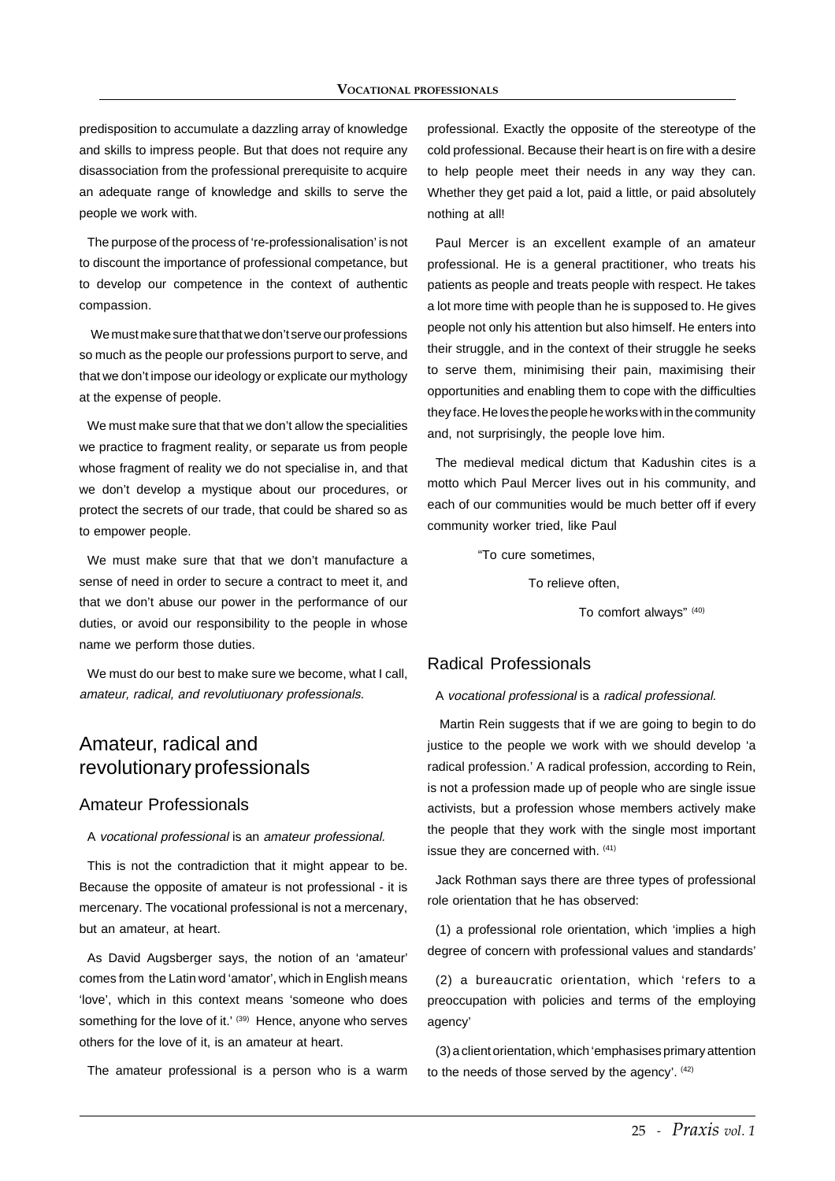predisposition to accumulate a dazzling array of knowledge and skills to impress people. But that does not require any disassociation from the professional prerequisite to acquire an adequate range of knowledge and skills to serve the people we work with.

The purpose of the process of 're-professionalisation' is not to discount the importance of professional competance, but to develop our competence in the context of authentic compassion.

We must make sure that that we don't serve our professions so much as the people our professions purport to serve, and that we don't impose our ideology or explicate our mythology at the expense of people.

We must make sure that that we don't allow the specialities we practice to fragment reality, or separate us from people whose fragment of reality we do not specialise in, and that we don't develop a mystique about our procedures, or protect the secrets of our trade, that could be shared so as to empower people.

We must make sure that that we don't manufacture a sense of need in order to secure a contract to meet it, and that we don't abuse our power in the performance of our duties, or avoid our responsibility to the people in whose name we perform those duties.

We must do our best to make sure we become, what I call, *amateur, radical, and revolutiuonary professionals.*

# Amateur, radical and revolutionary professionals

## Amateur Professionals

A *vocational professional* is an *amateur professional.*

This is not the contradiction that it might appear to be. Because the opposite of amateur is not professional - it is mercenary. The vocational professional is not a mercenary, but an amateur, at heart.

As David Augsberger says, the notion of an 'amateur' comes from the Latin word 'amator', which in English means 'love', which in this context means 'someone who does something for the love of it.' [39] Hence, anyone who serves others for the love of it, is an amateur at heart.

The amateur professional is a person who is a warm professional. Exactly the opposite of the stereotype of the cold professional. Because their heart is on fire with a desire to help people meet their needs in any way they can. Whether they get paid a lot, paid a little, or paid absolutely nothing at all!

Paul Mercer is an excellent example of an amateur professional. He is a general practitioner, who treats his patients as people and treats people with respect. He takes a lot more time with people than he is supposed to. He gives people not only his attention but also himself. He enters into their struggle, and in the context of their struggle he seeks to serve them, minimising their pain, maximising their opportunities and enabling them to cope with the difficulties they face. He loves the people he works with in the community and, not surprisingly, the people love him.

The medieval medical dictum that Kadushin cites is a motto which Paul Mercer lives out in his community, and each of our communities would be much better off if every community worker tried, like Paul

"To cure sometimes,

To relieve often,

To comfort always" [40]

## Radical Professionals

A *vocational professional* is a *radical professional.*

Martin Rein suggests that if we are going to begin to do justice to the people we work with we should develop 'a radical profession.' A radical profession, according to Rein, is not a profession made up of people who are single issue activists, but a profession whose members actively make the people that they work with the single most important issue they are concerned with. [41]

Jack Rothman says there are three types of professional role orientation that he has observed:

(1) a professional role orientation, which 'implies a high degree of concern with professional values and standards'

(2) a bureaucratic orientation, which 'refers to a preoccupation with policies and terms of the employing agency'

(3) a client orientation, which 'emphasises primary attention to the needs of those served by the agency'. [42]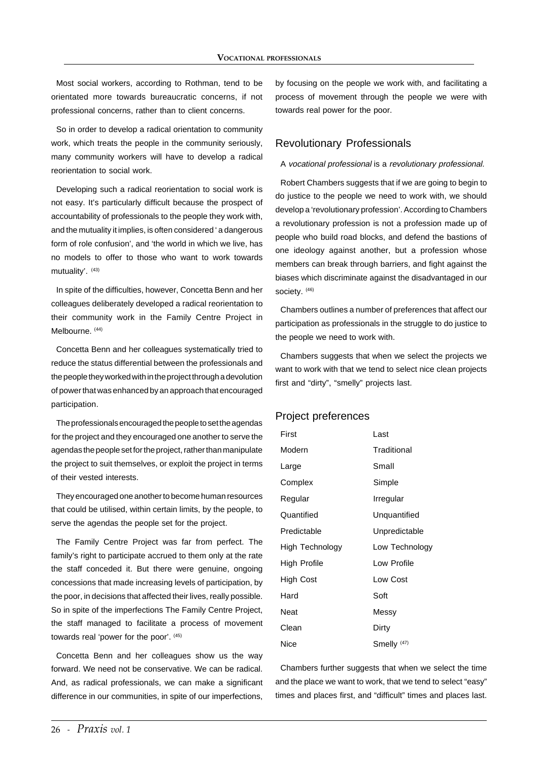Most social workers, according to Rothman, tend to be orientated more towards bureaucratic concerns, if not professional concerns, rather than to client concerns.

So in order to develop a radical orientation to community work, which treats the people in the community seriously, many community workers will have to develop a radical reorientation to social work.

Developing such a radical reorientation to social work is not easy. It's particularly difficult because the prospect of accountability of professionals to the people they work with, and the mutuality it implies, is often considered ' a dangerous form of role confusion', and 'the world in which we live, has no models to offer to those who want to work towards mutuality'. (43)

In spite of the difficulties, however, Concetta Benn and her colleagues deliberately developed a radical reorientation to their community work in the Family Centre Project in Melbourne. (44)

Concetta Benn and her colleagues systematically tried to reduce the status differential between the professionals and the people they worked with in the project through a devolution of power that was enhanced by an approach that encouraged participation.

The professionals encouraged the people to set the agendas for the project and they encouraged one another to serve the agendas the people set for the project, rather than manipulate the project to suit themselves, or exploit the project in terms of their vested interests.

They encouraged one another to become human resources that could be utilised, within certain limits, by the people, to serve the agendas the people set for the project.

The Family Centre Project was far from perfect. The family's right to participate accrued to them only at the rate the staff conceded it. But there were genuine, ongoing concessions that made increasing levels of participation, by the poor, in decisions that affected their lives, really possible. So in spite of the imperfections The Family Centre Project, the staff managed to facilitate a process of movement towards real 'power for the poor'. (45)

Concetta Benn and her colleagues show us the way forward. We need not be conservative. We can be radical. And, as radical professionals, we can make a significant difference in our communities, in spite of our imperfections, by focusing on the people we work with, and facilitating a process of movement through the people we were with towards real power for the poor.

## Revolutionary Professionals

A *vocational professional* is a *revolutionary professional.*

Robert Chambers suggests that if we are going to begin to do justice to the people we need to work with, we should develop a 'revolutionary profession'. According to Chambers a revolutionary profession is not a profession made up of people who build road blocks, and defend the bastions of one ideology against another, but a profession whose members can break through barriers, and fight against the biases which discriminate against the disadvantaged in our society. (46)

Chambers outlines a number of preferences that affect our participation as professionals in the struggle to do justice to the people we need to work with.

Chambers suggests that when we select the projects we want to work with that we tend to select nice clean projects first and "dirty", "smelly" projects last.

## Project preferences

| First | Last |
|---|---|
| Modern | Traditional |
| Large | Small |
| Complex | Simple |
| Regular | Irregular |
| Quantified | Unquantified |
| Predictable | Unpredictable |
| High Technology | Low Technology |
| High Profile | Low Profile |
| High Cost | Low Cost |
| Hard | Soft |
| Neat | Messy |
| Clean | Dirty |
| Nice | Smelly (47) |

Chambers further suggests that when we select the time and the place we want to work, that we tend to select "easy" times and places first, and "difficult" times and places last.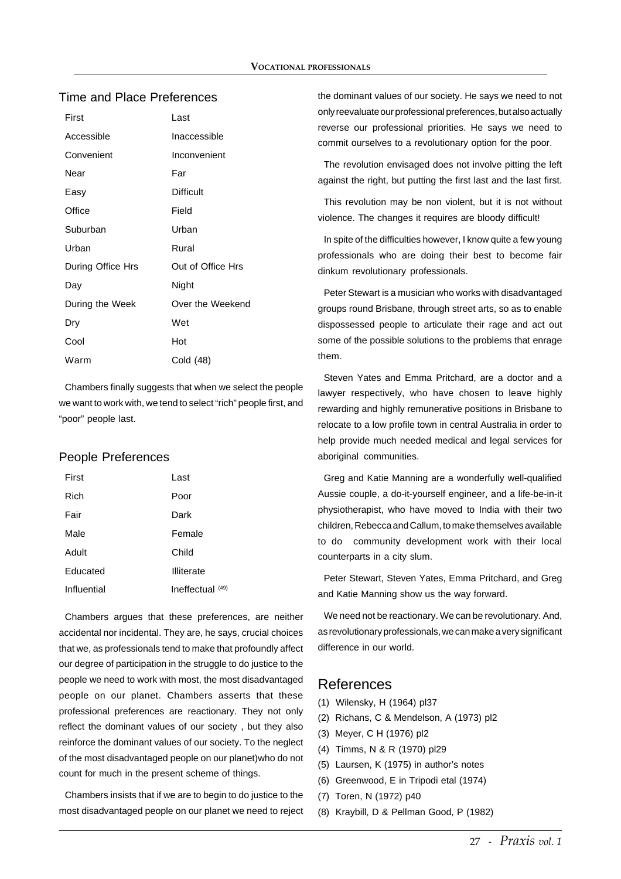## Time and Place Preferences

| First | Last |
|---|---|
| Accessible | Inaccessible |
| Convenient | Inconvenient |
| Near | Far |
| Easy | Difficult |
| Office | Field |
| Suburban | Urban |
| Urban | Rural |
| During Office Hrs | Out of Office Hrs |
| Day | Night |
| During the Week | Over the Weekend |
| Dry | Wet |
| Cool | Hot |
| Warm | Cold (48) |

Chambers finally suggests that when we select the people we want to work with, we tend to select "rich" people first, and "poor" people last.

## People Preferences

| First | Last |
|---|---|
| Rich | Poor |
| Fair | Dark |
| Male | Female |
| Adult | Child |
| Educated | Illiterate |
| Influential | Ineffectual [49] |

Chambers argues that these preferences, are neither accidental nor incidental. They are, he says, crucial choices that we, as professionals tend to make that profoundly affect our degree of participation in the struggle to do justice to the people we need to work with most, the most disadvantaged people on our planet. Chambers asserts that these professional preferences are reactionary. They not only reflect the dominant values of our society , but they also reinforce the dominant values of our society. To the neglect of the most disadvantaged people on our planet)who do not count for much in the present scheme of things.

Chambers insists that if we are to begin to do justice to the most disadvantaged people on our planet we need to reject the dominant values of our society. He says we need to not only reevaluate our professional preferences, but also actually reverse our professional priorities. He says we need to commit ourselves to a revolutionary option for the poor.

The revolution envisaged does not involve pitting the left against the right, but putting the first last and the last first.

This revolution may be non violent, but it is not without violence. The changes it requires are bloody difficult!

In spite of the difficulties however, I know quite a few young professionals who are doing their best to become fair dinkum revolutionary professionals.

Peter Stewart is a musician who works with disadvantaged groups round Brisbane, through street arts, so as to enable dispossessed people to articulate their rage and act out some of the possible solutions to the problems that enrage them.

Steven Yates and Emma Pritchard, are a doctor and a lawyer respectively, who have chosen to leave highly rewarding and highly remunerative positions in Brisbane to relocate to a low profile town in central Australia in order to help provide much needed medical and legal services for aboriginal communities.

Greg and Katie Manning are a wonderfully well-qualified Aussie couple, a do-it-yourself engineer, and a life-be-in-it physiotherapist, who have moved to India with their two children, Rebecca and Callum, to make themselves available to do community development work with their local counterparts in a city slum.

Peter Stewart, Steven Yates, Emma Pritchard, and Greg and Katie Manning show us the way forward.

We need not be reactionary. We can be revolutionary. And, as revolutionary professionals, we can make a very significant difference in our world.

## References

(1) Wilensky, H (1964) pl37
(2) Richans, C & Mendelson, A (1973) pl2
(3) Meyer, C H (1976) pl2
(4) Timms, N & R (1970) pl29
(5) Laursen, K (1975) in author's notes
(6) Greenwood, E in Tripodi etal (1974)
(7) Toren, N (1972) p40
(8) Kraybill, D & Pellman Good, P (1982)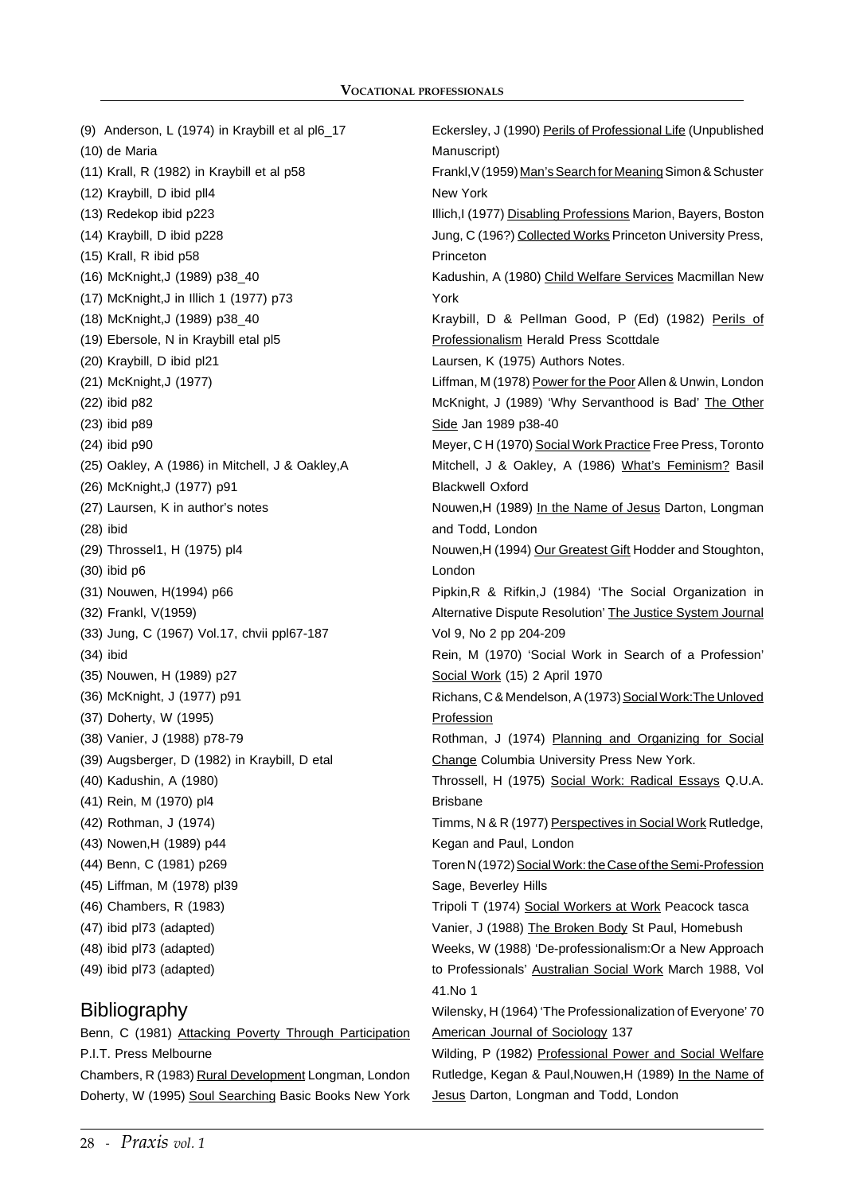(9) Anderson, L (1974) in Kraybill et al pl6_17

(10) de Maria

(11) Krall, R (1982) in Kraybill et al p58

(12) Kraybill, D ibid pll4

(13) Redekop ibid p223

(14) Kraybill, D ibid p228

(15) Krall, R ibid p58

(16) McKnight,J (1989) p38_40

(17) McKnight,J in Illich 1 (1977) p73

(18) McKnight,J (1989) p38_40

(19) Ebersole, N in Kraybill etal pl5

(20) Kraybill, D ibid pl21

(21) McKnight,J (1977)

(22) ibid p82

(23) ibid p89

(24) ibid p90

(25) Oakley, A (1986) in Mitchell, J & Oakley,A

(26) McKnight,J (1977) p91

(27) Laursen, K in author's notes

(28) ibid

(29) Throssel1, H (1975) pl4

(30) ibid p6

(31) Nouwen, H(1994) p66

(32) Frankl, V(1959)

(33) Jung, C (1967) Vol.17, chvii ppl67-187

(34) ibid

(35) Nouwen, H (1989) p27

(36) McKnight, J (1977) p91

(37) Doherty, W (1995)

(38) Vanier, J (1988) p78-79

(39) Augsberger, D (1982) in Kraybill, D etal

(40) Kadushin, A (1980)

(41) Rein, M (1970) pl4

(42) Rothman, J (1974)

(43) Nowen,H (1989) p44

(44) Benn, C (1981) p269

(45) Liffman, M (1978) pl39

(46) Chambers, R (1983)

(47) ibid pl73 (adapted)

(48) ibid pl73 (adapted)

(49) ibid pl73 (adapted)

## Bibliography

Benn, C (1981) Attacking Poverty Through Participation P.I.T. Press Melbourne

Chambers, R (1983) Rural Development Longman, London

Doherty, W (1995) Soul Searching Basic Books New York

Eckersley, J (1990) Perils of Professional Life (Unpublished Manuscript)

Frankl,V (1959) Man's Search for Meaning Simon & Schuster New York

Illich,I (1977) Disabling Professions Marion, Bayers, Boston

Jung, C (196?) Collected Works Princeton University Press, Princeton

Kadushin, A (1980) Child Welfare Services Macmillan New York

Kraybill, D & Pellman Good, P (Ed) (1982) Perils of Professionalism Herald Press Scottdale

Laursen, K (1975) Authors Notes.

Liffman, M (1978) Power for the Poor Allen & Unwin, London

McKnight, J (1989) 'Why Servanthood is Bad' The Other Side Jan 1989 p38-40

Meyer, C H (1970) Social Work Practice Free Press, Toronto

Mitchell, J & Oakley, A (1986) What's Feminism? Basil Blackwell Oxford

Nouwen,H (1989) In the Name of Jesus Darton, Longman and Todd, London

Nouwen,H (1994) Our Greatest Gift Hodder and Stoughton, London

Pipkin,R & Rifkin,J (1984) 'The Social Organization in Alternative Dispute Resolution' The Justice System Journal Vol 9, No 2 pp 204-209

Rein, M (1970) 'Social Work in Search of a Profession' Social Work (15) 2 April 1970

Richans, C & Mendelson, A (1973) Social Work:The Unloved Profession

Rothman, J (1974) Planning and Organizing for Social Change Columbia University Press New York.

Throssell, H (1975) Social Work: Radical Essays Q.U.A. Brisbane

Timms, N & R (1977) Perspectives in Social Work Rutledge, Kegan and Paul, London

Toren N (1972) Social Work: the Case of the Semi-Profession Sage, Beverley Hills

Tripoli T (1974) Social Workers at Work Peacock tasca

Vanier, J (1988) The Broken Body St Paul, Homebush

Weeks, W (1988) 'De-professionalism:Or a New Approach to Professionals' Australian Social Work March 1988, Vol 41.No 1

Wilensky, H (1964) 'The Professionalization of Everyone' 70 American Journal of Sociology 137

Wilding, P (1982) Professional Power and Social Welfare Rutledge, Kegan & Paul,Nouwen,H (1989) In the Name of Jesus Darton, Longman and Todd, London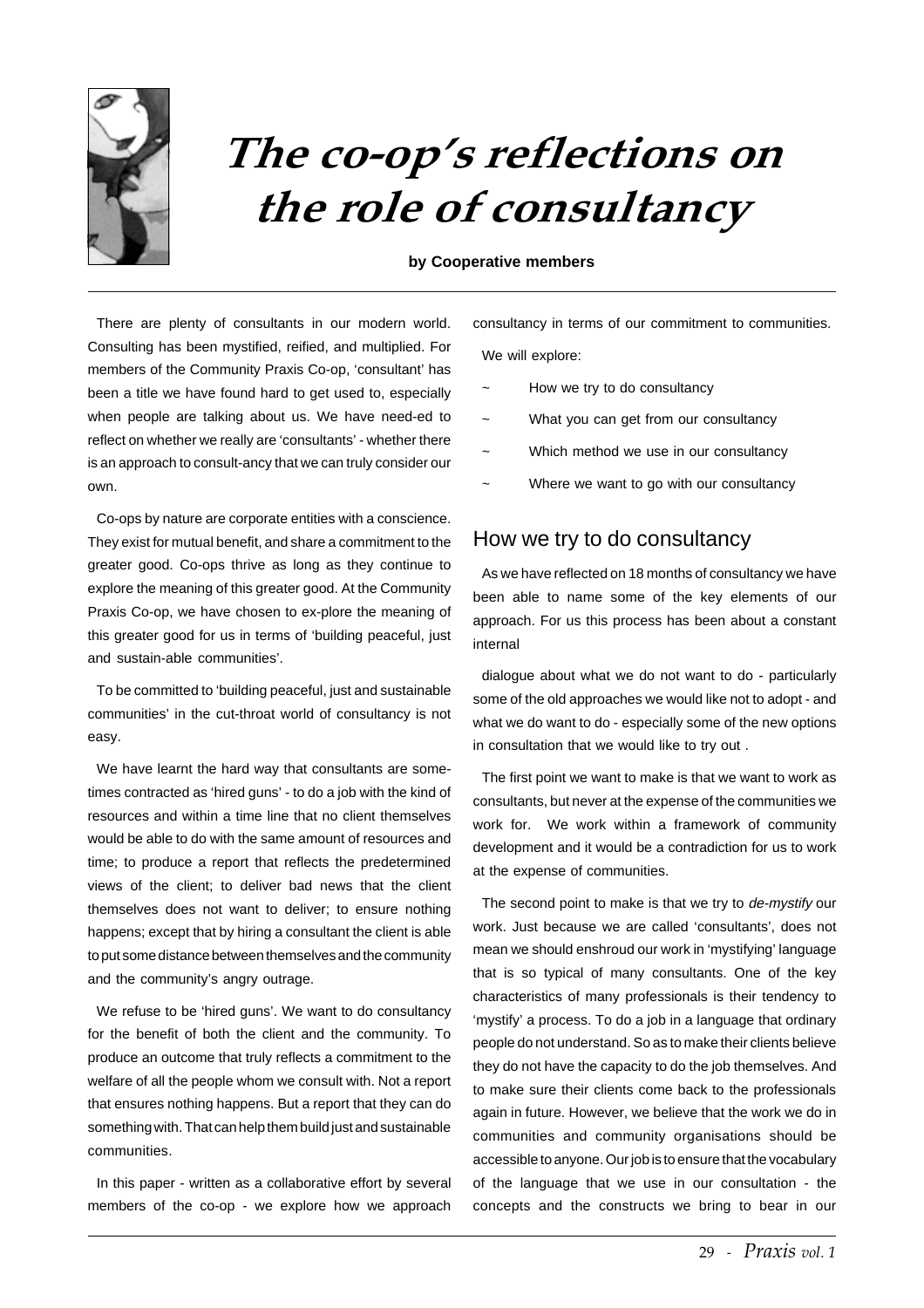// Title
# The co-op's reflections on the role of consultancy

**by Cooperative members**

There are plenty of consultants in our modern world. Consulting has been mystified, reified, and multiplied. For members of the Community Praxis Co-op, 'consultant' has been a title we have found hard to get used to, especially when people are talking about us. We have need-ed to reflect on whether we really are 'consultants' - whether there is an approach to consult-ancy that we can truly consider our own.

Co-ops by nature are corporate entities with a conscience. They exist for mutual benefit, and share a commitment to the greater good. Co-ops thrive as long as they continue to explore the meaning of this greater good. At the Community Praxis Co-op, we have chosen to ex-plore the meaning of this greater good for us in terms of 'building peaceful, just and sustain-able communities'.

To be committed to 'building peaceful, just and sustainable communities' in the cut-throat world of consultancy is not easy.

We have learnt the hard way that consultants are some-times contracted as 'hired guns' - to do a job with the kind of resources and within a time line that no client themselves would be able to do with the same amount of resources and time; to produce a report that reflects the predetermined views of the client; to deliver bad news that the client themselves does not want to deliver; to ensure nothing happens; except that by hiring a consultant the client is able to put some distance between themselves and the community and the community's angry outrage.

We refuse to be 'hired guns'. We want to do consultancy for the benefit of both the client and the community. To produce an outcome that truly reflects a commitment to the welfare of all the people whom we consult with. Not a report that ensures nothing happens. But a report that they can do something with. That can help them build just and sustainable communities.

In this paper - written as a collaborative effort by several members of the co-op - we explore how we approach consultancy in terms of our commitment to communities.

We will explore:

~ How we try to do consultancy

~ What you can get from our consultancy

~ Which method we use in our consultancy

~ Where we want to go with our consultancy

## How we try to do consultancy

As we have reflected on 18 months of consultancy we have been able to name some of the key elements of our approach. For us this process has been about a constant internal dialogue about what we do not want to do - particularly some of the old approaches we would like not to adopt - and what we do want to do - especially some of the new options in consultation that we would like to try out .

The first point we want to make is that we want to work as consultants, but never at the expense of the communities we work for. We work within a framework of community development and it would be a contradiction for us to work at the expense of communities.

The second point to make is that we try to *de-mystify* our work. Just because we are called 'consultants', does not mean we should enshroud our work in 'mystifying' language that is so typical of many consultants. One of the key characteristics of many professionals is their tendency to 'mystify' a process. To do a job in a language that ordinary people do not understand. So as to make their clients believe they do not have the capacity to do the job themselves. And to make sure their clients come back to the professionals again in future. However, we believe that the work we do in communities and community organisations should be accessible to anyone. Our job is to ensure that the vocabulary of the language that we use in our consultation - the concepts and the constructs we bring to bear in our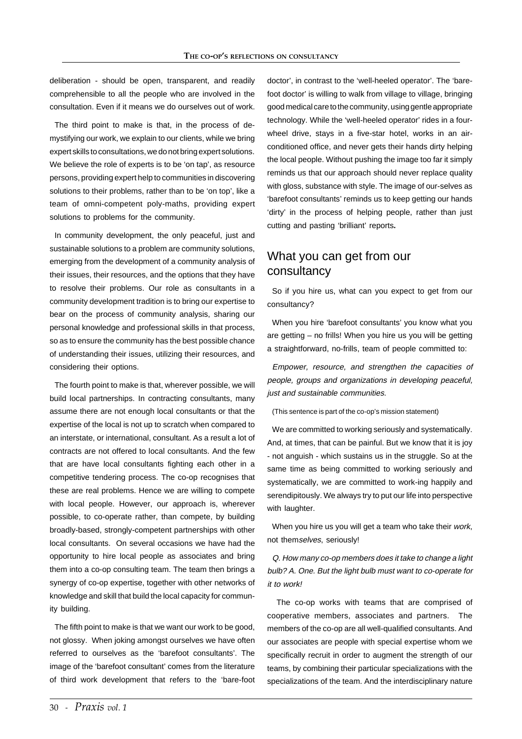deliberation - should be open, transparent, and readily comprehensible to all the people who are involved in the consultation. Even if it means we do ourselves out of work.

The third point to make is that, in the process of de-mystifying our work, we explain to our clients, while we bring expert skills to consultations, we do not bring expert solutions. We believe the role of experts is to be 'on tap', as resource persons, providing expert help to communities in discovering solutions to their problems, rather than to be 'on top', like a team of omni-competent poly-maths, providing expert solutions to problems for the community.

In community development, the only peaceful, just and sustainable solutions to a problem are community solutions, emerging from the development of a community analysis of their issues, their resources, and the options that they have to resolve their problems. Our role as consultants in a community development tradition is to bring our expertise to bear on the process of community analysis, sharing our personal knowledge and professional skills in that process, so as to ensure the community has the best possible chance of understanding their issues, utilizing their resources, and considering their options.

The fourth point to make is that, wherever possible, we will build local partnerships. In contracting consultants, many assume there are not enough local consultants or that the expertise of the local is not up to scratch when compared to an interstate, or international, consultant. As a result a lot of contracts are not offered to local consultants. And the few that are have local consultants fighting each other in a competitive tendering process. The co-op recognises that these are real problems. Hence we are willing to compete with local people. However, our approach is, wherever possible, to co-operate rather, than compete, by building broadly-based, strongly-competent partnerships with other local consultants. On several occasions we have had the opportunity to hire local people as associates and bring them into a co-op consulting team. The team then brings a synergy of co-op expertise, together with other networks of knowledge and skill that build the local capacity for community building.

The fifth point to make is that we want our work to be good, not glossy. When joking amongst ourselves we have often referred to ourselves as the 'barefoot consultants'. The image of the 'barefoot consultant' comes from the literature of third work development that refers to the 'bare-foot doctor', in contrast to the 'well-heeled operator'. The 'bare-foot doctor' is willing to walk from village to village, bringing good medical care to the community, using gentle appropriate technology. While the 'well-heeled operator' rides in a four-wheel drive, stays in a five-star hotel, works in an air-conditioned office, and never gets their hands dirty helping the local people. Without pushing the image too far it simply reminds us that our approach should never replace quality with gloss, substance with style. The image of our-selves as 'barefoot consultants' reminds us to keep getting our hands 'dirty' in the process of helping people, rather than just cutting and pasting 'brilliant' reports.

## What you can get from our consultancy

So if you hire us, what can you expect to get from our consultancy?

When you hire 'barefoot consultants' you know what you are getting – no frills! When you hire us you will be getting a straightforward, no-frills, team of people committed to:

*Empower, resource, and strengthen the capacities of people, groups and organizations in developing peaceful, just and sustainable communities.*

(This sentence is part of the co-op's mission statement)

We are committed to working seriously and systematically. And, at times, that can be painful. But we know that it is joy - not anguish - which sustains us in the struggle. So at the same time as being committed to working seriously and systematically, we are committed to work-ing happily and serendipitously. We always try to put our life into perspective with laughter.

When you hire us you will get a team who take their *work*, not them*selves*, seriously!

*Q. How many co-op members does it take to change a light bulb? A. One. But the light bulb must want to co-operate for it to work!*

The co-op works with teams that are comprised of cooperative members, associates and partners. The members of the co-op are all well-qualified consultants. And our associates are people with special expertise whom we specifically recruit in order to augment the strength of our teams, by combining their particular specializations with the specializations of the team. And the interdisciplinary nature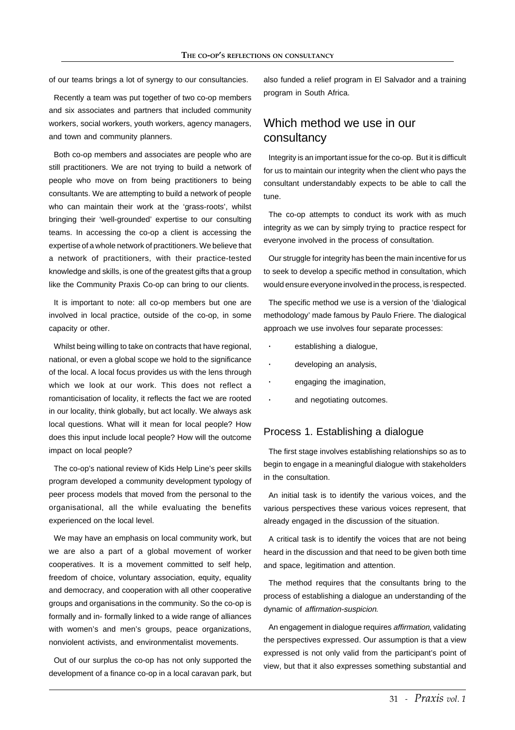of our teams brings a lot of synergy to our consultancies.

Recently a team was put together of two co-op members and six associates and partners that included community workers, social workers, youth workers, agency managers, and town and community planners.

Both co-op members and associates are people who are still practitioners. We are not trying to build a network of people who move on from being practitioners to being consultants. We are attempting to build a network of people who can maintain their work at the 'grass-roots', whilst bringing their 'well-grounded' expertise to our consulting teams. In accessing the co-op a client is accessing the expertise of a whole network of practitioners. We believe that a network of practitioners, with their practice-tested knowledge and skills, is one of the greatest gifts that a group like the Community Praxis Co-op can bring to our clients.

It is important to note: all co-op members but one are involved in local practice, outside of the co-op, in some capacity or other.

Whilst being willing to take on contracts that have regional, national, or even a global scope we hold to the significance of the local. A local focus provides us with the lens through which we look at our work. This does not reflect a romanticisation of locality, it reflects the fact we are rooted in our locality, think globally, but act locally. We always ask local questions. What will it mean for local people? How does this input include local people? How will the outcome impact on local people?

The co-op's national review of Kids Help Line's peer skills program developed a community development typology of peer process models that moved from the personal to the organisational, all the while evaluating the benefits experienced on the local level.

We may have an emphasis on local community work, but we are also a part of a global movement of worker cooperatives. It is a movement committed to self help, freedom of choice, voluntary association, equity, equality and democracy, and cooperation with all other cooperative groups and organisations in the community. So the co-op is formally and in- formally linked to a wide range of alliances with women's and men's groups, peace organizations, nonviolent activists, and environmentalist movements.

Out of our surplus the co-op has not only supported the development of a finance co-op in a local caravan park, but also funded a relief program in El Salvador and a training program in South Africa.

## Which method we use in our consultancy

Integrity is an important issue for the co-op. But it is difficult for us to maintain our integrity when the client who pays the consultant understandably expects to be able to call the tune.

The co-op attempts to conduct its work with as much integrity as we can by simply trying to practice respect for everyone involved in the process of consultation.

Our struggle for integrity has been the main incentive for us to seek to develop a specific method in consultation, which would ensure everyone involved in the process, is respected.

The specific method we use is a version of the 'dialogical methodology' made famous by Paulo Friere. The dialogical approach we use involves four separate processes:

- establishing a dialogue,
- developing an analysis,
- engaging the imagination,
- and negotiating outcomes.

### Process 1. Establishing a dialogue

The first stage involves establishing relationships so as to begin to engage in a meaningful dialogue with stakeholders in the consultation.

An initial task is to identify the various voices, and the various perspectives these various voices represent, that already engaged in the discussion of the situation.

A critical task is to identify the voices that are not being heard in the discussion and that need to be given both time and space, legitimation and attention.

The method requires that the consultants bring to the process of establishing a dialogue an understanding of the dynamic of *affirmation-suspicion*.

An engagement in dialogue requires *affirmation,* validating the perspectives expressed. Our assumption is that a view expressed is not only valid from the participant's point of view, but that it also expresses something substantial and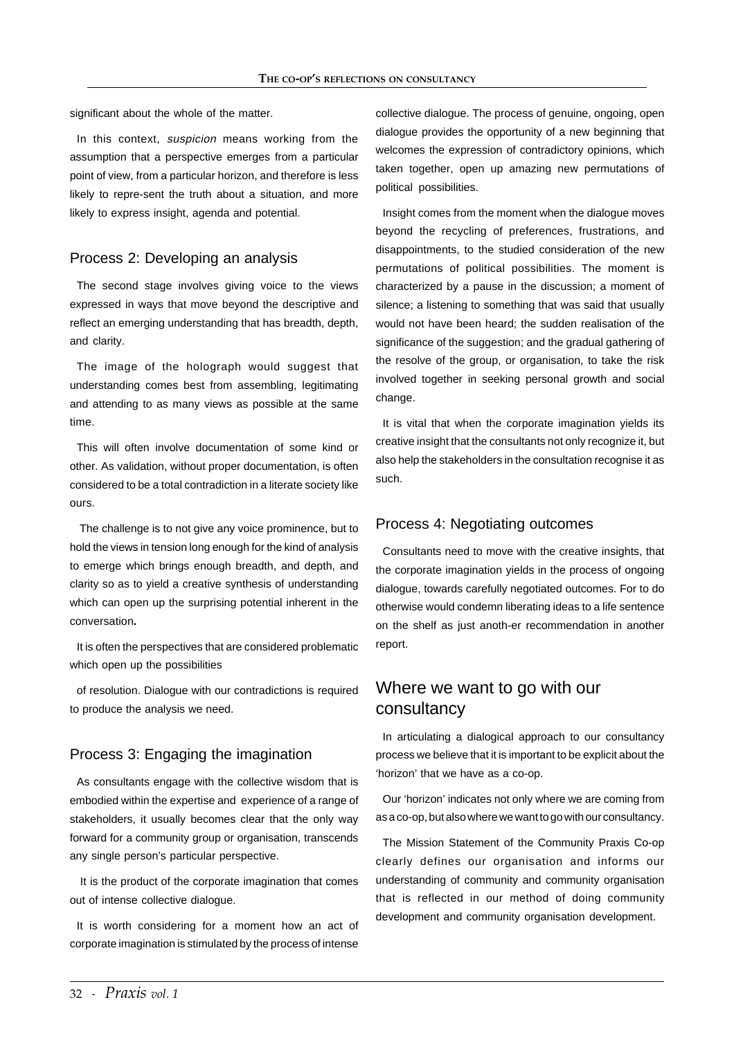significant about the whole of the matter.

In this context, *suspicion* means working from the assumption that a perspective emerges from a particular point of view, from a particular horizon, and therefore is less likely to repre-sent the truth about a situation, and more likely to express insight, agenda and potential.

## Process 2: Developing an analysis

The second stage involves giving voice to the views expressed in ways that move beyond the descriptive and reflect an emerging understanding that has breadth, depth, and clarity.

The image of the holograph would suggest that understanding comes best from assembling, legitimating and attending to as many views as possible at the same time.

This will often involve documentation of some kind or other. As validation, without proper documentation, is often considered to be a total contradiction in a literate society like ours.

The challenge is to not give any voice prominence, but to hold the views in tension long enough for the kind of analysis to emerge which brings enough breadth, and depth, and clarity so as to yield a creative synthesis of understanding which can open up the surprising potential inherent in the conversation**.**

It is often the perspectives that are considered problematic which open up the possibilities

of resolution. Dialogue with our contradictions is required to produce the analysis we need.

## Process 3: Engaging the imagination

As consultants engage with the collective wisdom that is embodied within the expertise and experience of a range of stakeholders, it usually becomes clear that the only way forward for a community group or organisation, transcends any single person's particular perspective.

It is the product of the corporate imagination that comes out of intense collective dialogue.

It is worth considering for a moment how an act of corporate imagination is stimulated by the process of intense collective dialogue. The process of genuine, ongoing, open dialogue provides the opportunity of a new beginning that welcomes the expression of contradictory opinions, which taken together, open up amazing new permutations of political possibilities.

Insight comes from the moment when the dialogue moves beyond the recycling of preferences, frustrations, and disappointments, to the studied consideration of the new permutations of political possibilities. The moment is characterized by a pause in the discussion; a moment of silence; a listening to something that was said that usually would not have been heard; the sudden realisation of the significance of the suggestion; and the gradual gathering of the resolve of the group, or organisation, to take the risk involved together in seeking personal growth and social change.

It is vital that when the corporate imagination yields its creative insight that the consultants not only recognize it, but also help the stakeholders in the consultation recognise it as such.

## Process 4: Negotiating outcomes

Consultants need to move with the creative insights, that the corporate imagination yields in the process of ongoing dialogue, towards carefully negotiated outcomes. For to do otherwise would condemn liberating ideas to a life sentence on the shelf as just anoth-er recommendation in another report.

# Where we want to go with our consultancy

In articulating a dialogical approach to our consultancy process we believe that it is important to be explicit about the 'horizon' that we have as a co-op.

Our 'horizon' indicates not only where we are coming from as a co-op, but also where we want to go with our consultancy.

The Mission Statement of the Community Praxis Co-op clearly defines our organisation and informs our understanding of community and community organisation that is reflected in our method of doing community development and community organisation development.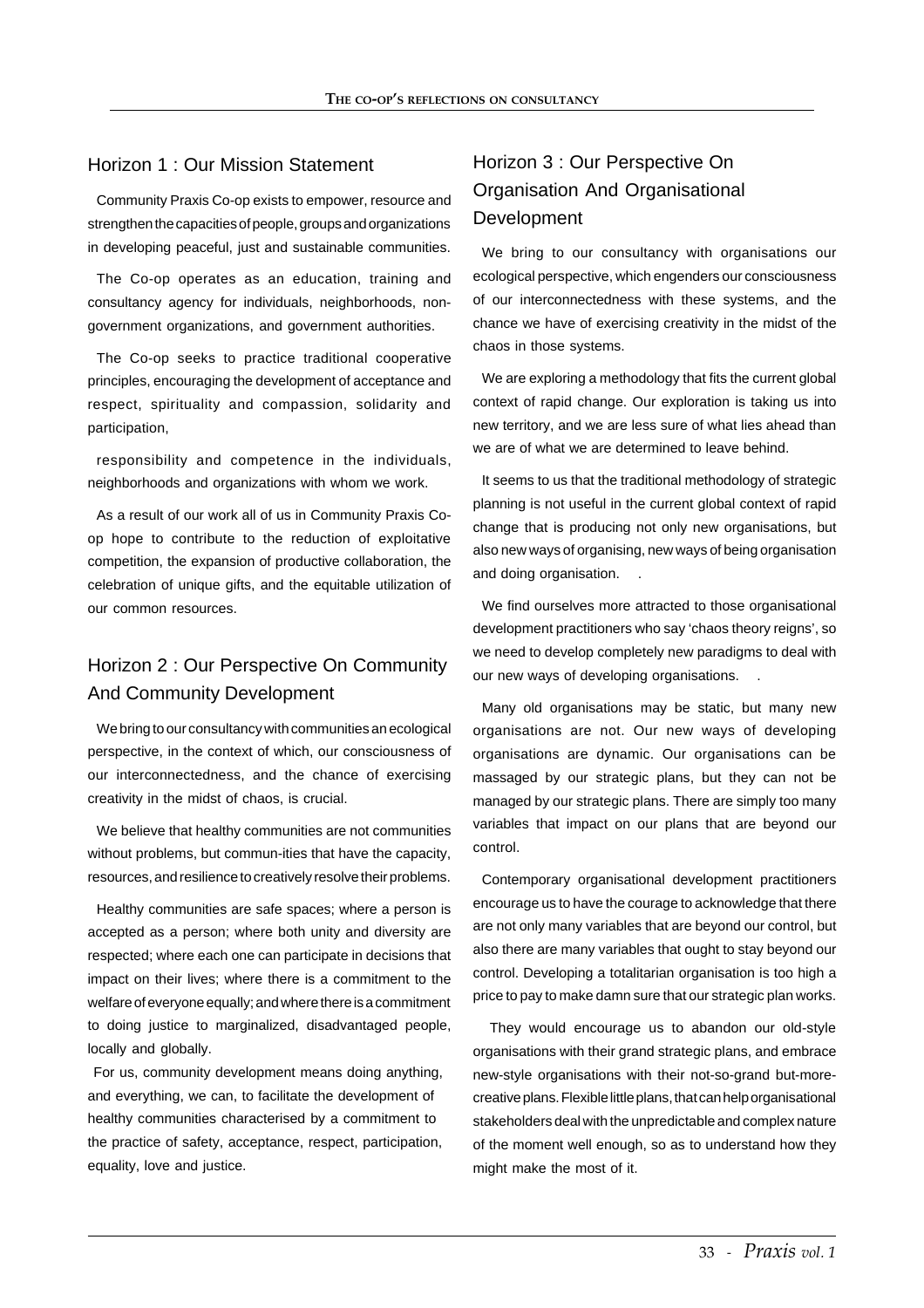## Horizon 1 : Our Mission Statement

Community Praxis Co-op exists to empower, resource and strengthen the capacities of people, groups and organizations in developing peaceful, just and sustainable communities.

The Co-op operates as an education, training and consultancy agency for individuals, neighborhoods, non-government organizations, and government authorities.

The Co-op seeks to practice traditional cooperative principles, encouraging the development of acceptance and respect, spirituality and compassion, solidarity and participation,

responsibility and competence in the individuals, neighborhoods and organizations with whom we work.

As a result of our work all of us in Community Praxis Co-op hope to contribute to the reduction of exploitative competition, the expansion of productive collaboration, the celebration of unique gifts, and the equitable utilization of our common resources.

## Horizon 2 : Our Perspective On Community And Community Development

We bring to our consultancy with communities an ecological perspective, in the context of which, our consciousness of our interconnectedness, and the chance of exercising creativity in the midst of chaos, is crucial.

We believe that healthy communities are not communities without problems, but commun-ities that have the capacity, resources, and resilience to creatively resolve their problems.

Healthy communities are safe spaces; where a person is accepted as a person; where both unity and diversity are respected; where each one can participate in decisions that impact on their lives; where there is a commitment to the welfare of everyone equally; and where there is a commitment to doing justice to marginalized, disadvantaged people, locally and globally.

For us, community development means doing anything, and everything, we can, to facilitate the development of healthy communities characterised by a commitment to the practice of safety, acceptance, respect, participation, equality, love and justice.

## Horizon 3 : Our Perspective On Organisation And Organisational Development

We bring to our consultancy with organisations our ecological perspective, which engenders our consciousness of our interconnectedness with these systems, and the chance we have of exercising creativity in the midst of the chaos in those systems.

We are exploring a methodology that fits the current global context of rapid change. Our exploration is taking us into new territory, and we are less sure of what lies ahead than we are of what we are determined to leave behind.

It seems to us that the traditional methodology of strategic planning is not useful in the current global context of rapid change that is producing not only new organisations, but also new ways of organising, new ways of being organisation and doing organisation. .

We find ourselves more attracted to those organisational development practitioners who say 'chaos theory reigns', so we need to develop completely new paradigms to deal with our new ways of developing organisations. .

Many old organisations may be static, but many new organisations are not. Our new ways of developing organisations are dynamic. Our organisations can be massaged by our strategic plans, but they can not be managed by our strategic plans. There are simply too many variables that impact on our plans that are beyond our control.

Contemporary organisational development practitioners encourage us to have the courage to acknowledge that there are not only many variables that are beyond our control, but also there are many variables that ought to stay beyond our control. Developing a totalitarian organisation is too high a price to pay to make damn sure that our strategic plan works.

They would encourage us to abandon our old-style organisations with their grand strategic plans, and embrace new-style organisations with their not-so-grand but-more-creative plans. Flexible little plans, that can help organisational stakeholders deal with the unpredictable and complex nature of the moment well enough, so as to understand how they might make the most of it.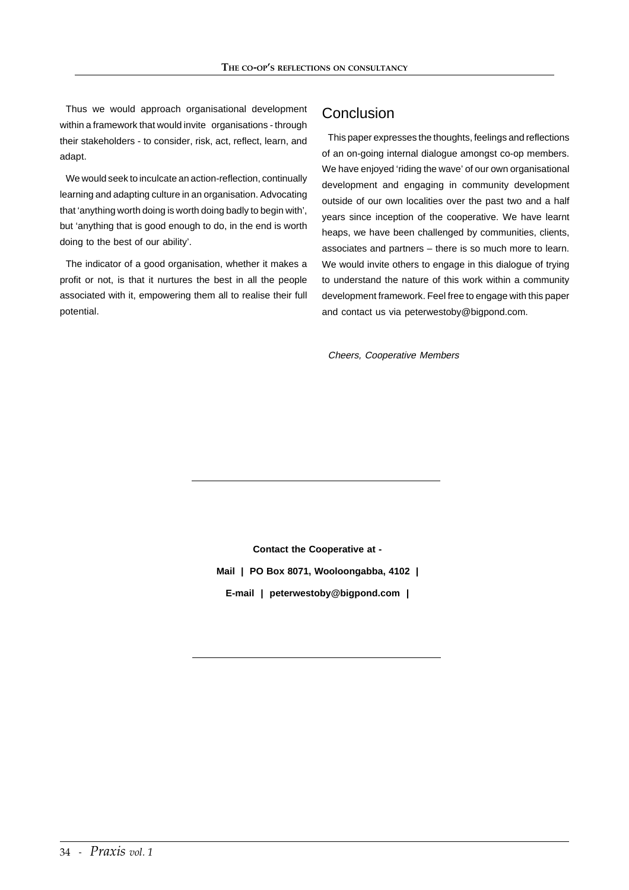Thus we would approach organisational development within a framework that would invite organisations - through their stakeholders - to consider, risk, act, reflect, learn, and adapt.

We would seek to inculcate an action-reflection, continually learning and adapting culture in an organisation. Advocating that 'anything worth doing is worth doing badly to begin with', but 'anything that is good enough to do, in the end is worth doing to the best of our ability'.

The indicator of a good organisation, whether it makes a profit or not, is that it nurtures the best in all the people associated with it, empowering them all to realise their full potential.

## Conclusion

This paper expresses the thoughts, feelings and reflections of an on-going internal dialogue amongst co-op members. We have enjoyed 'riding the wave' of our own organisational development and engaging in community development outside of our own localities over the past two and a half years since inception of the cooperative. We have learnt heaps, we have been challenged by communities, clients, associates and partners – there is so much more to learn. We would invite others to engage in this dialogue of trying to understand the nature of this work within a community development framework. Feel free to engage with this paper and contact us via peterwestoby@bigpond.com.

*Cheers, Cooperative Members*

---

**Contact the Cooperative at -**

**Mail | PO Box 8071, Wooloongabba, 4102 |**

**E-mail | peterwestoby@bigpond.com |**

---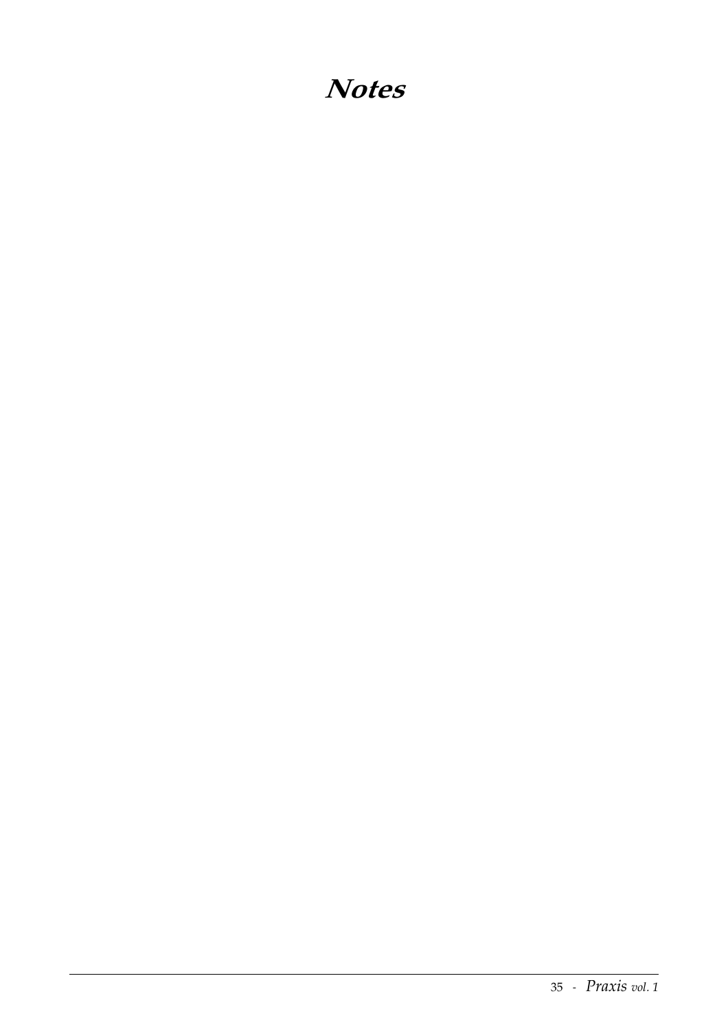# Notes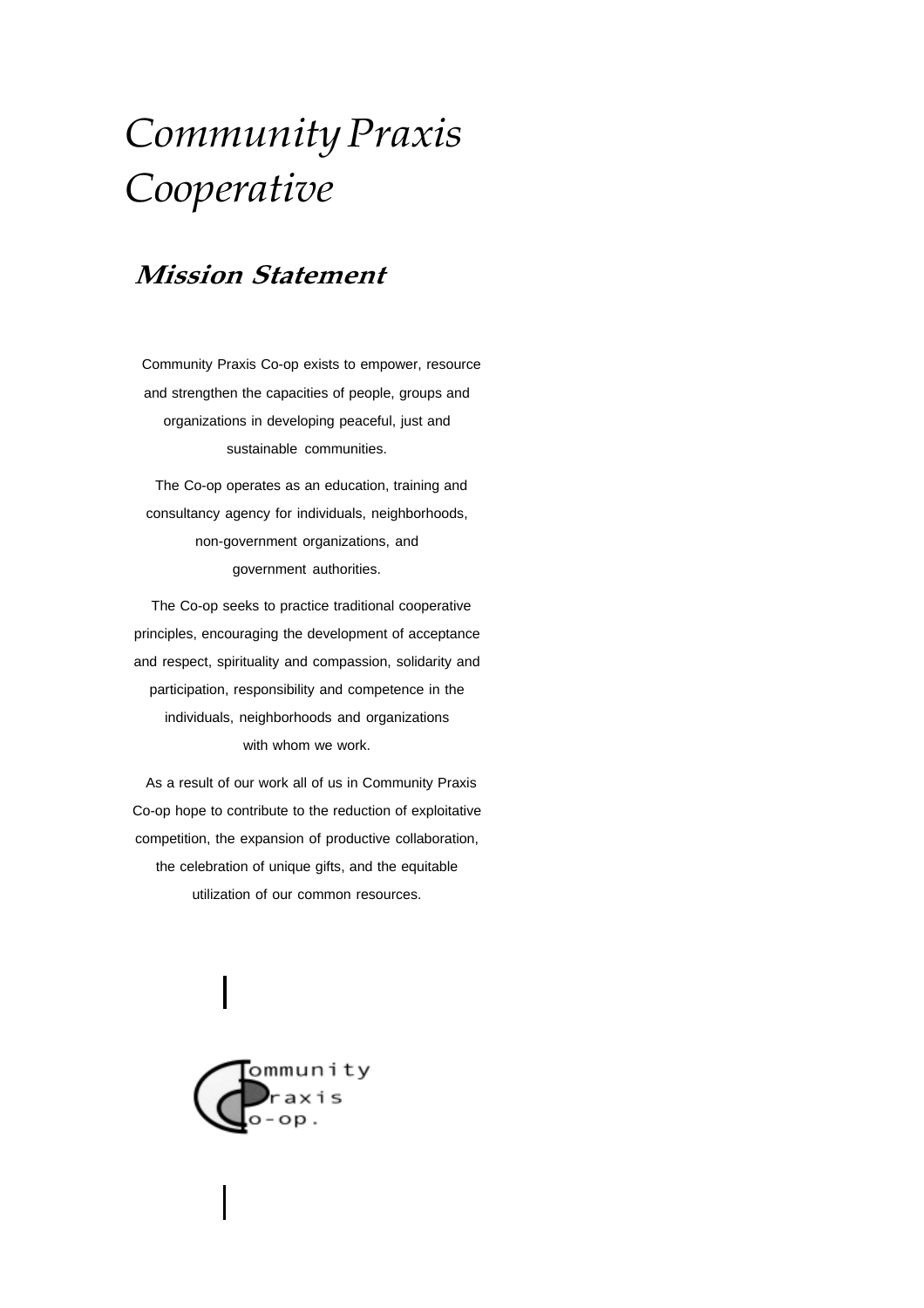# *Community Praxis Cooperative*

## *Mission Statement*

Community Praxis Co-op exists to empower, resource and strengthen the capacities of people, groups and organizations in developing peaceful, just and sustainable communities.

The Co-op operates as an education, training and consultancy agency for individuals, neighborhoods, non-government organizations, and government authorities.

The Co-op seeks to practice traditional cooperative principles, encouraging the development of acceptance and respect, spirituality and compassion, solidarity and participation, responsibility and competence in the individuals, neighborhoods and organizations with whom we work.

As a result of our work all of us in Community Praxis Co-op hope to contribute to the reduction of exploitative competition, the expansion of productive collaboration, the celebration of unique gifts, and the equitable utilization of our common resources.

Community Praxis Co-op.